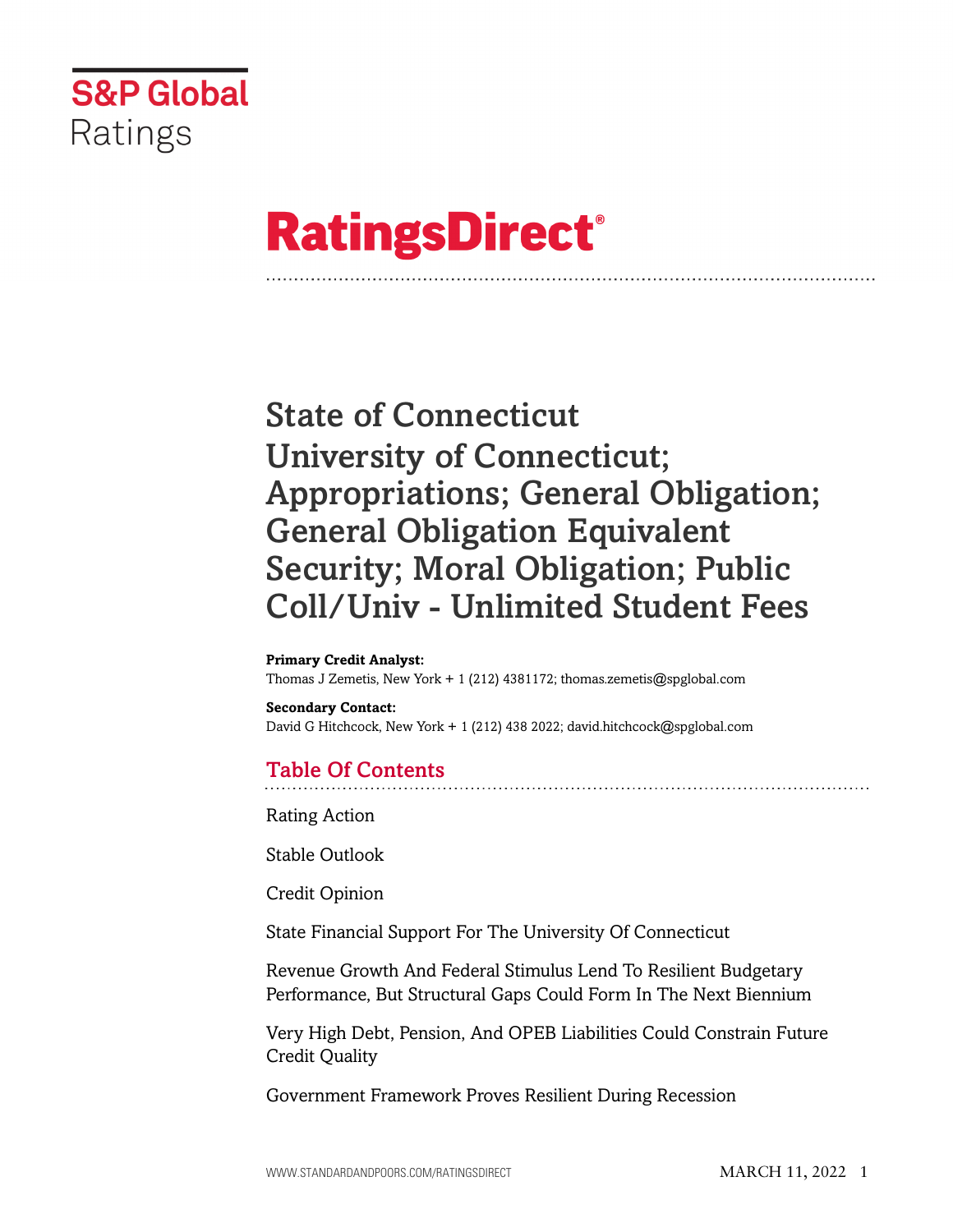S&P Global Ratings

# RatingsDirect®

# State of Connecticut University of Connecticut; Appropriations; General Obligation; General Obligation Equivalent Security; Moral Obligation; Public Coll/Univ - Unlimited Student Fees

**Primary Credit Analyst:**
Thomas J Zemetis, New York + 1 (212) 4381172; thomas.zemetis@spglobal.com

**Secondary Contact:**
David G Hitchcock, New York + 1 (212) 438 2022; david.hitchcock@spglobal.com

## Table Of Contents

Rating Action

Stable Outlook

Credit Opinion

State Financial Support For The University Of Connecticut

Revenue Growth And Federal Stimulus Lend To Resilient Budgetary Performance, But Structural Gaps Could Form In The Next Biennium

Very High Debt, Pension, And OPEB Liabilities Could Constrain Future Credit Quality

Government Framework Proves Resilient During Recession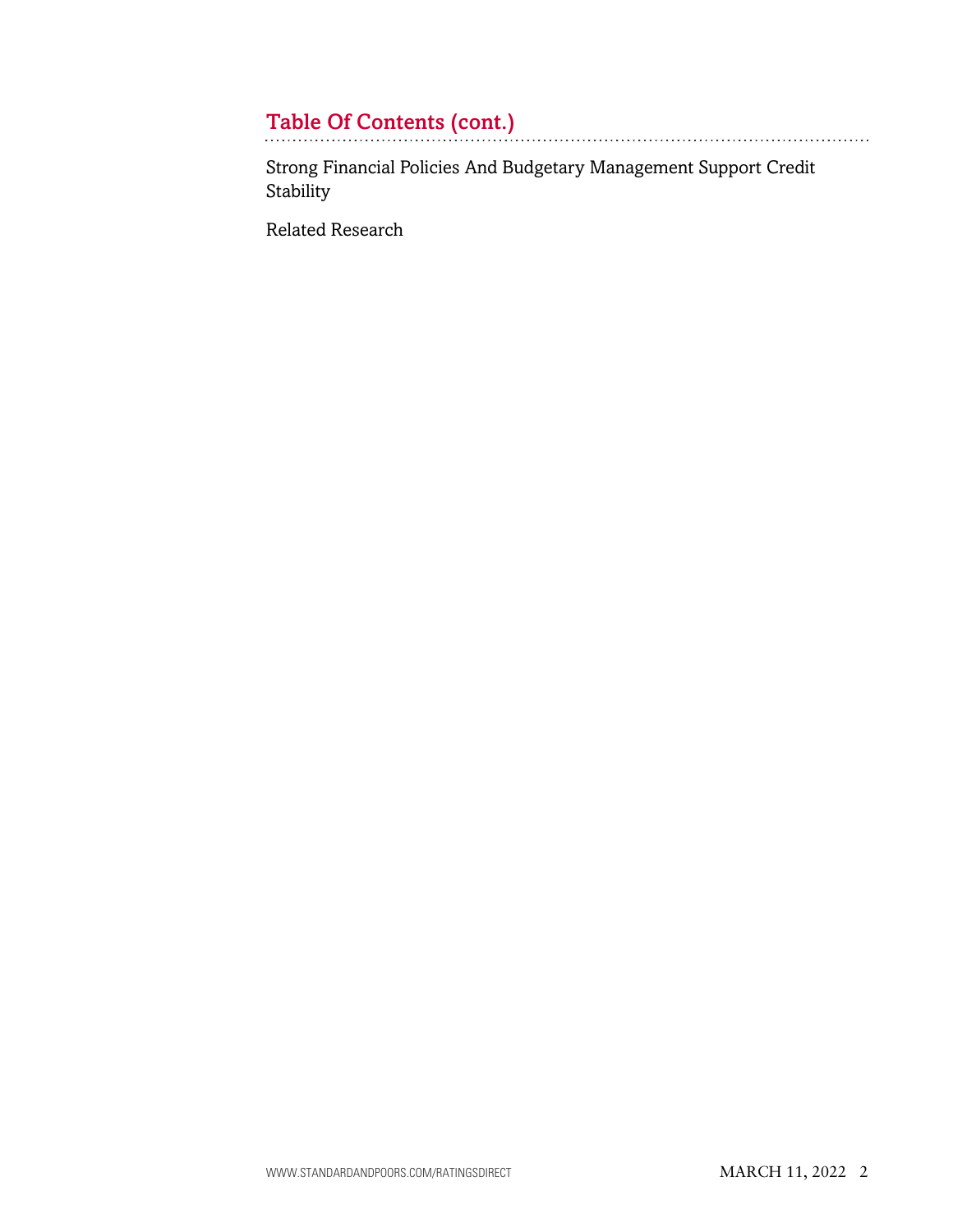## Table Of Contents (cont.)

Strong Financial Policies And Budgetary Management Support Credit Stability

Related Research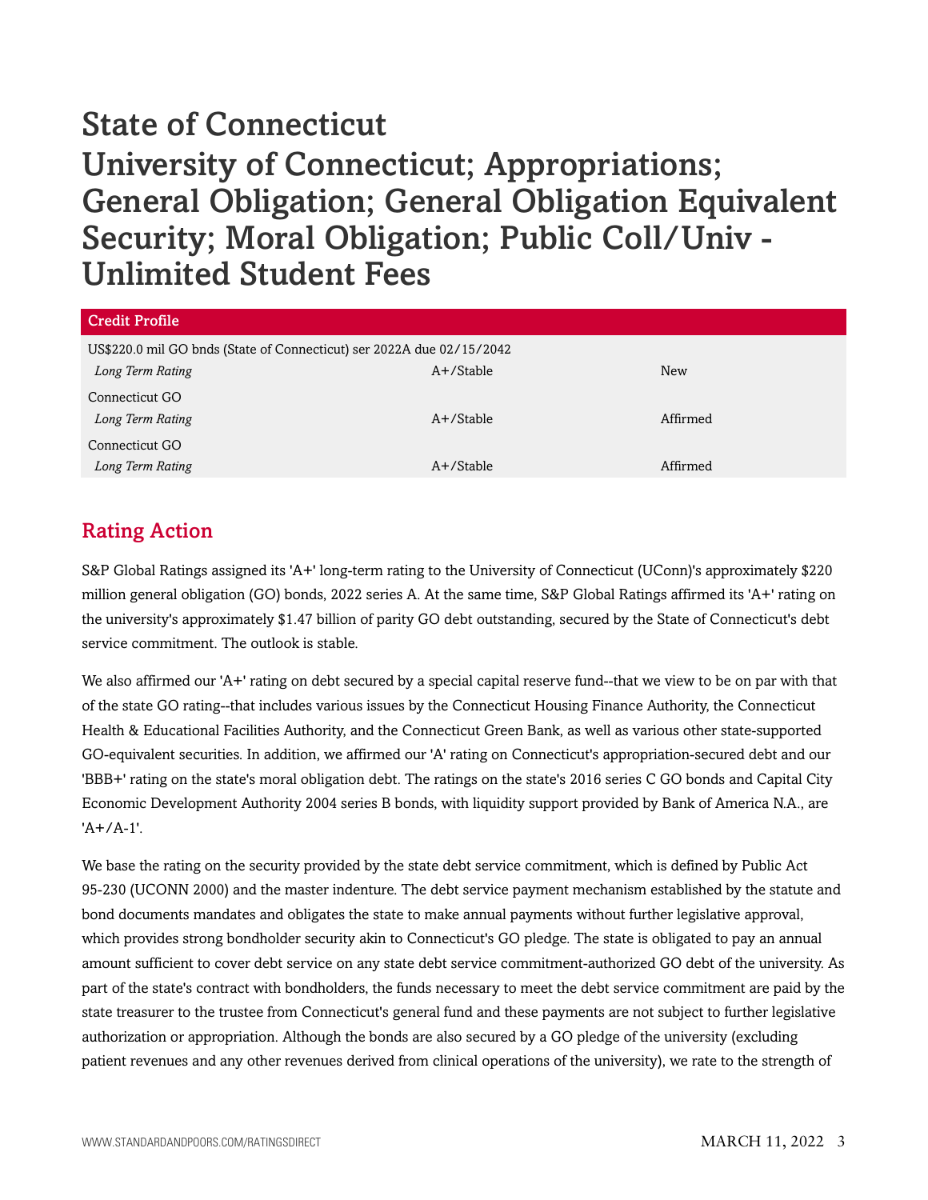# State of Connecticut
# University of Connecticut; Appropriations; General Obligation; General Obligation Equivalent Security; Moral Obligation; Public Coll/Univ - Unlimited Student Fees

| Credit Profile | | |
|---|---|---|
| US$220.0 mil GO bnds (State of Connecticut) ser 2022A due 02/15/2042 | | |
| *Long Term Rating* | A+/Stable | New |
| Connecticut GO | | |
| *Long Term Rating* | A+/Stable | Affirmed |
| Connecticut GO | | |
| *Long Term Rating* | A+/Stable | Affirmed |

## Rating Action

S&P Global Ratings assigned its 'A+' long-term rating to the University of Connecticut (UConn)'s approximately $220 million general obligation (GO) bonds, 2022 series A. At the same time, S&P Global Ratings affirmed its 'A+' rating on the university's approximately $1.47 billion of parity GO debt outstanding, secured by the State of Connecticut's debt service commitment. The outlook is stable.

We also affirmed our 'A+' rating on debt secured by a special capital reserve fund--that we view to be on par with that of the state GO rating--that includes various issues by the Connecticut Housing Finance Authority, the Connecticut Health & Educational Facilities Authority, and the Connecticut Green Bank, as well as various other state-supported GO-equivalent securities. In addition, we affirmed our 'A' rating on Connecticut's appropriation-secured debt and our 'BBB+' rating on the state's moral obligation debt. The ratings on the state's 2016 series C GO bonds and Capital City Economic Development Authority 2004 series B bonds, with liquidity support provided by Bank of America N.A., are 'A+/A-1'.

We base the rating on the security provided by the state debt service commitment, which is defined by Public Act 95-230 (UCONN 2000) and the master indenture. The debt service payment mechanism established by the statute and bond documents mandates and obligates the state to make annual payments without further legislative approval, which provides strong bondholder security akin to Connecticut's GO pledge. The state is obligated to pay an annual amount sufficient to cover debt service on any state debt service commitment-authorized GO debt of the university. As part of the state's contract with bondholders, the funds necessary to meet the debt service commitment are paid by the state treasurer to the trustee from Connecticut's general fund and these payments are not subject to further legislative authorization or appropriation. Although the bonds are also secured by a GO pledge of the university (excluding patient revenues and any other revenues derived from clinical operations of the university), we rate to the strength of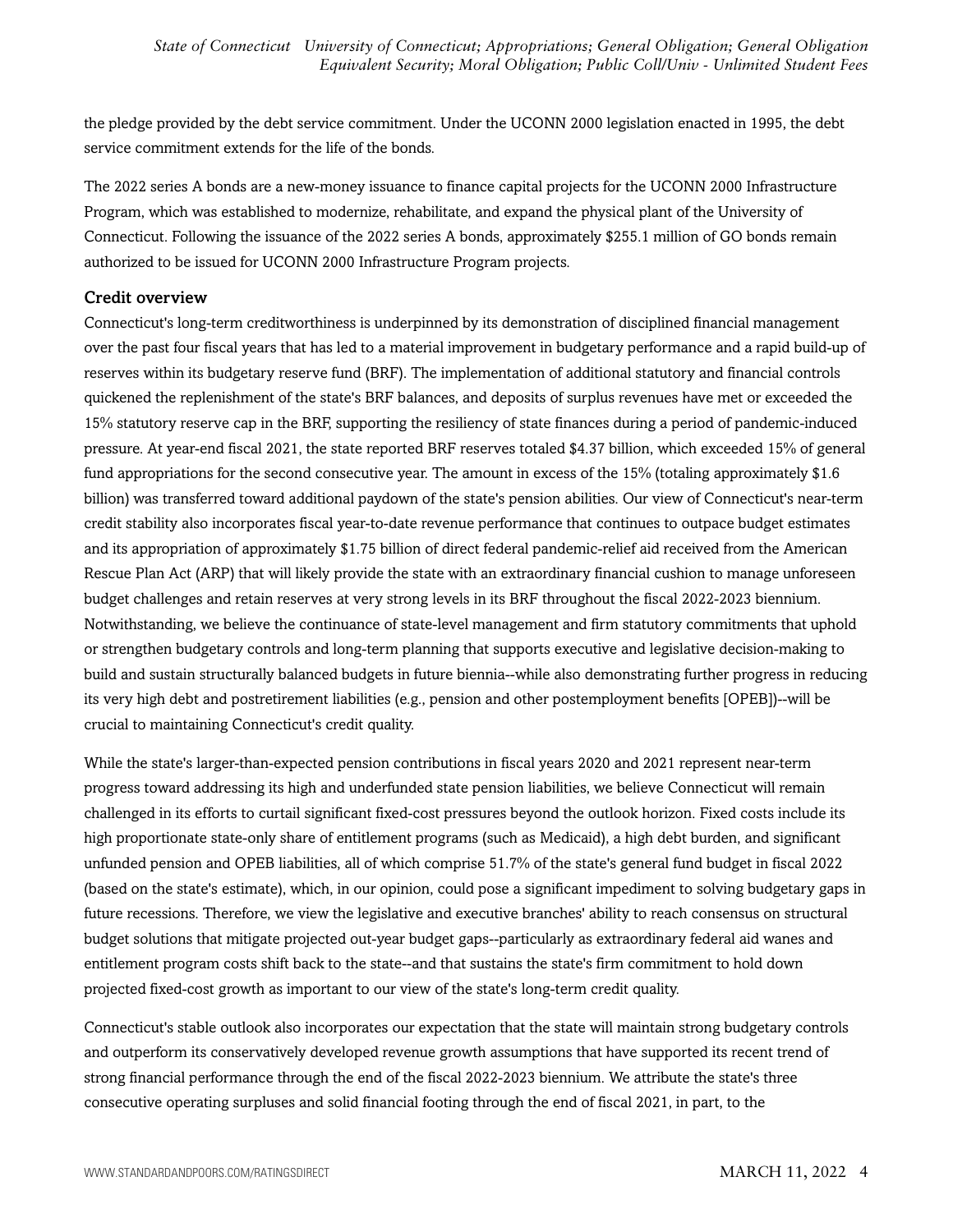the pledge provided by the debt service commitment. Under the UCONN 2000 legislation enacted in 1995, the debt service commitment extends for the life of the bonds.

The 2022 series A bonds are a new-money issuance to finance capital projects for the UCONN 2000 Infrastructure Program, which was established to modernize, rehabilitate, and expand the physical plant of the University of Connecticut. Following the issuance of the 2022 series A bonds, approximately $255.1 million of GO bonds remain authorized to be issued for UCONN 2000 Infrastructure Program projects.

## Credit overview

Connecticut's long-term creditworthiness is underpinned by its demonstration of disciplined financial management over the past four fiscal years that has led to a material improvement in budgetary performance and a rapid build-up of reserves within its budgetary reserve fund (BRF). The implementation of additional statutory and financial controls quickened the replenishment of the state's BRF balances, and deposits of surplus revenues have met or exceeded the 15% statutory reserve cap in the BRF, supporting the resiliency of state finances during a period of pandemic-induced pressure. At year-end fiscal 2021, the state reported BRF reserves totaled $4.37 billion, which exceeded 15% of general fund appropriations for the second consecutive year. The amount in excess of the 15% (totaling approximately $1.6 billion) was transferred toward additional paydown of the state's pension abilities. Our view of Connecticut's near-term credit stability also incorporates fiscal year-to-date revenue performance that continues to outpace budget estimates and its appropriation of approximately $1.75 billion of direct federal pandemic-relief aid received from the American Rescue Plan Act (ARP) that will likely provide the state with an extraordinary financial cushion to manage unforeseen budget challenges and retain reserves at very strong levels in its BRF throughout the fiscal 2022-2023 biennium. Notwithstanding, we believe the continuance of state-level management and firm statutory commitments that uphold or strengthen budgetary controls and long-term planning that supports executive and legislative decision-making to build and sustain structurally balanced budgets in future biennia--while also demonstrating further progress in reducing its very high debt and postretirement liabilities (e.g., pension and other postemployment benefits [OPEB])--will be crucial to maintaining Connecticut's credit quality.

While the state's larger-than-expected pension contributions in fiscal years 2020 and 2021 represent near-term progress toward addressing its high and underfunded state pension liabilities, we believe Connecticut will remain challenged in its efforts to curtail significant fixed-cost pressures beyond the outlook horizon. Fixed costs include its high proportionate state-only share of entitlement programs (such as Medicaid), a high debt burden, and significant unfunded pension and OPEB liabilities, all of which comprise 51.7% of the state's general fund budget in fiscal 2022 (based on the state's estimate), which, in our opinion, could pose a significant impediment to solving budgetary gaps in future recessions. Therefore, we view the legislative and executive branches' ability to reach consensus on structural budget solutions that mitigate projected out-year budget gaps--particularly as extraordinary federal aid wanes and entitlement program costs shift back to the state--and that sustains the state's firm commitment to hold down projected fixed-cost growth as important to our view of the state's long-term credit quality.

Connecticut's stable outlook also incorporates our expectation that the state will maintain strong budgetary controls and outperform its conservatively developed revenue growth assumptions that have supported its recent trend of strong financial performance through the end of the fiscal 2022-2023 biennium. We attribute the state's three consecutive operating surpluses and solid financial footing through the end of fiscal 2021, in part, to the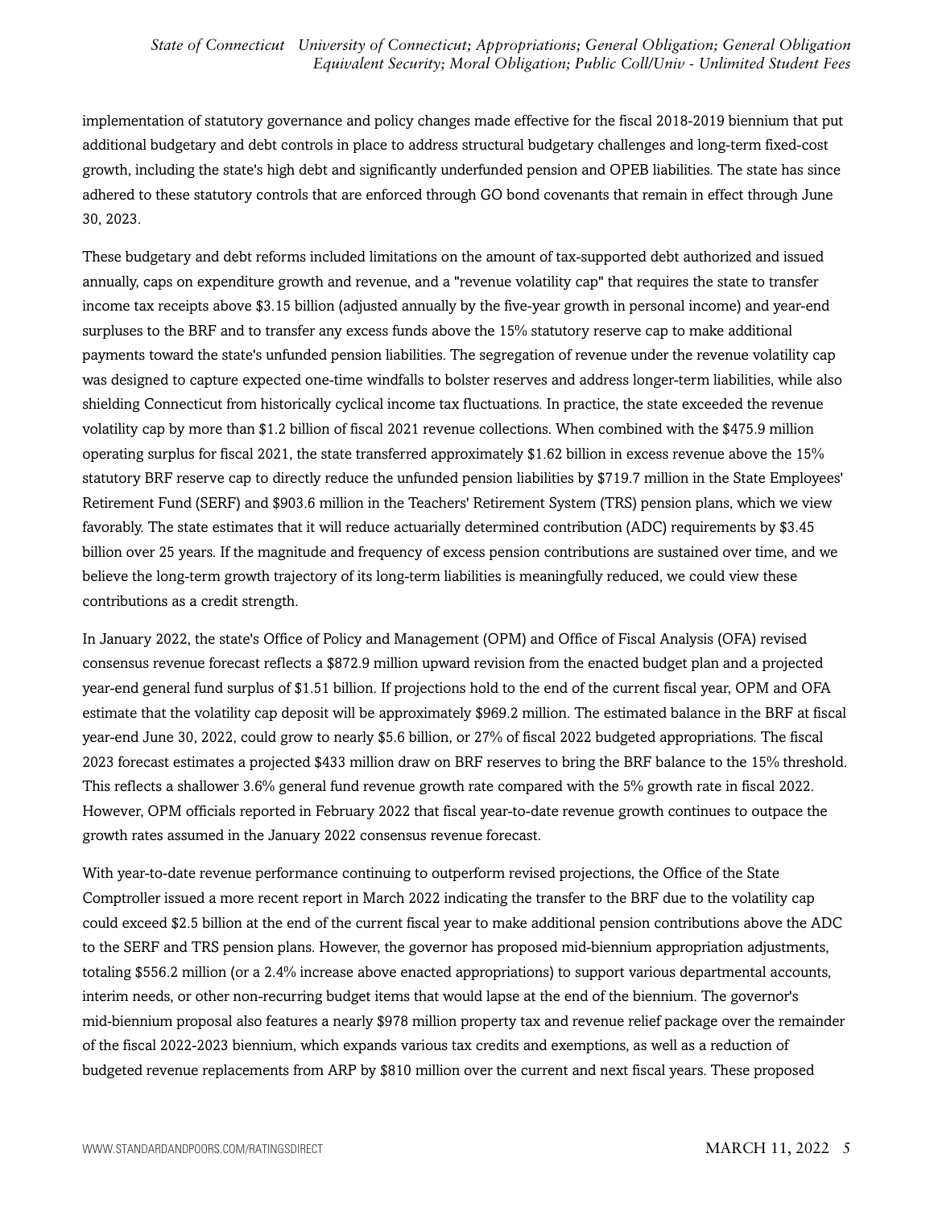implementation of statutory governance and policy changes made effective for the fiscal 2018-2019 biennium that put additional budgetary and debt controls in place to address structural budgetary challenges and long-term fixed-cost growth, including the state's high debt and significantly underfunded pension and OPEB liabilities. The state has since adhered to these statutory controls that are enforced through GO bond covenants that remain in effect through June 30, 2023.

These budgetary and debt reforms included limitations on the amount of tax-supported debt authorized and issued annually, caps on expenditure growth and revenue, and a "revenue volatility cap" that requires the state to transfer income tax receipts above $3.15 billion (adjusted annually by the five-year growth in personal income) and year-end surpluses to the BRF and to transfer any excess funds above the 15% statutory reserve cap to make additional payments toward the state's unfunded pension liabilities. The segregation of revenue under the revenue volatility cap was designed to capture expected one-time windfalls to bolster reserves and address longer-term liabilities, while also shielding Connecticut from historically cyclical income tax fluctuations. In practice, the state exceeded the revenue volatility cap by more than $1.2 billion of fiscal 2021 revenue collections. When combined with the $475.9 million operating surplus for fiscal 2021, the state transferred approximately $1.62 billion in excess revenue above the 15% statutory BRF reserve cap to directly reduce the unfunded pension liabilities by $719.7 million in the State Employees' Retirement Fund (SERF) and $903.6 million in the Teachers' Retirement System (TRS) pension plans, which we view favorably. The state estimates that it will reduce actuarially determined contribution (ADC) requirements by $3.45 billion over 25 years. If the magnitude and frequency of excess pension contributions are sustained over time, and we believe the long-term growth trajectory of its long-term liabilities is meaningfully reduced, we could view these contributions as a credit strength.

In January 2022, the state's Office of Policy and Management (OPM) and Office of Fiscal Analysis (OFA) revised consensus revenue forecast reflects a $872.9 million upward revision from the enacted budget plan and a projected year-end general fund surplus of $1.51 billion. If projections hold to the end of the current fiscal year, OPM and OFA estimate that the volatility cap deposit will be approximately $969.2 million. The estimated balance in the BRF at fiscal year-end June 30, 2022, could grow to nearly $5.6 billion, or 27% of fiscal 2022 budgeted appropriations. The fiscal 2023 forecast estimates a projected $433 million draw on BRF reserves to bring the BRF balance to the 15% threshold. This reflects a shallower 3.6% general fund revenue growth rate compared with the 5% growth rate in fiscal 2022. However, OPM officials reported in February 2022 that fiscal year-to-date revenue growth continues to outpace the growth rates assumed in the January 2022 consensus revenue forecast.

With year-to-date revenue performance continuing to outperform revised projections, the Office of the State Comptroller issued a more recent report in March 2022 indicating the transfer to the BRF due to the volatility cap could exceed $2.5 billion at the end of the current fiscal year to make additional pension contributions above the ADC to the SERF and TRS pension plans. However, the governor has proposed mid-biennium appropriation adjustments, totaling $556.2 million (or a 2.4% increase above enacted appropriations) to support various departmental accounts, interim needs, or other non-recurring budget items that would lapse at the end of the biennium. The governor's mid-biennium proposal also features a nearly $978 million property tax and revenue relief package over the remainder of the fiscal 2022-2023 biennium, which expands various tax credits and exemptions, as well as a reduction of budgeted revenue replacements from ARP by $810 million over the current and next fiscal years. These proposed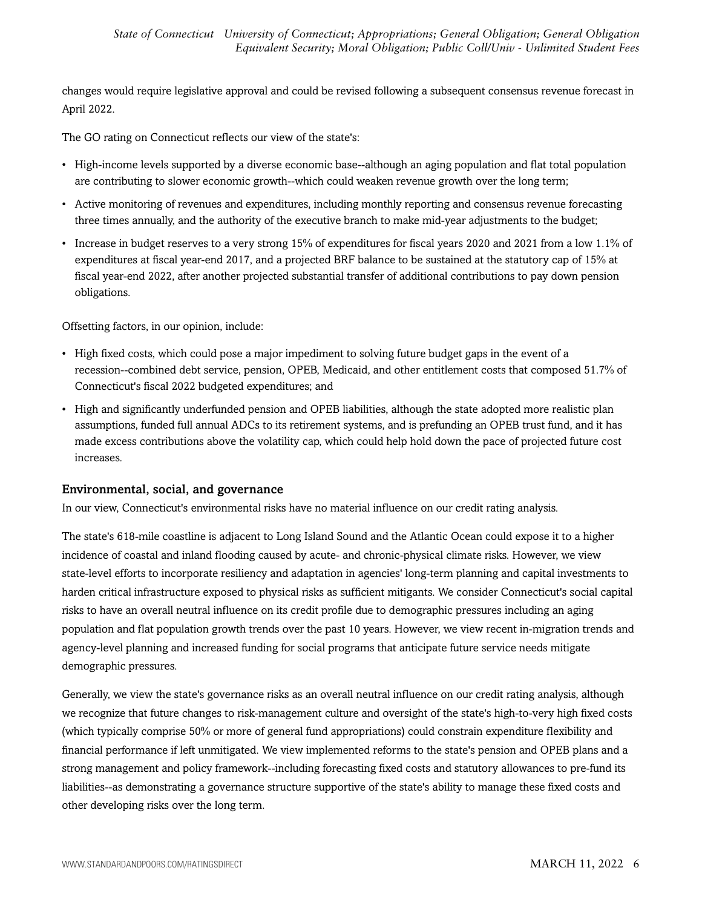changes would require legislative approval and could be revised following a subsequent consensus revenue forecast in April 2022.

The GO rating on Connecticut reflects our view of the state's:

- High-income levels supported by a diverse economic base--although an aging population and flat total population are contributing to slower economic growth--which could weaken revenue growth over the long term;
- Active monitoring of revenues and expenditures, including monthly reporting and consensus revenue forecasting three times annually, and the authority of the executive branch to make mid-year adjustments to the budget;
- Increase in budget reserves to a very strong 15% of expenditures for fiscal years 2020 and 2021 from a low 1.1% of expenditures at fiscal year-end 2017, and a projected BRF balance to be sustained at the statutory cap of 15% at fiscal year-end 2022, after another projected substantial transfer of additional contributions to pay down pension obligations.

Offsetting factors, in our opinion, include:

- High fixed costs, which could pose a major impediment to solving future budget gaps in the event of a recession--combined debt service, pension, OPEB, Medicaid, and other entitlement costs that composed 51.7% of Connecticut's fiscal 2022 budgeted expenditures; and
- High and significantly underfunded pension and OPEB liabilities, although the state adopted more realistic plan assumptions, funded full annual ADCs to its retirement systems, and is prefunding an OPEB trust fund, and it has made excess contributions above the volatility cap, which could help hold down the pace of projected future cost increases.

### Environmental, social, and governance

In our view, Connecticut's environmental risks have no material influence on our credit rating analysis.

The state's 618-mile coastline is adjacent to Long Island Sound and the Atlantic Ocean could expose it to a higher incidence of coastal and inland flooding caused by acute- and chronic-physical climate risks. However, we view state-level efforts to incorporate resiliency and adaptation in agencies' long-term planning and capital investments to harden critical infrastructure exposed to physical risks as sufficient mitigants. We consider Connecticut's social capital risks to have an overall neutral influence on its credit profile due to demographic pressures including an aging population and flat population growth trends over the past 10 years. However, we view recent in-migration trends and agency-level planning and increased funding for social programs that anticipate future service needs mitigate demographic pressures.

Generally, we view the state's governance risks as an overall neutral influence on our credit rating analysis, although we recognize that future changes to risk-management culture and oversight of the state's high-to-very high fixed costs (which typically comprise 50% or more of general fund appropriations) could constrain expenditure flexibility and financial performance if left unmitigated. We view implemented reforms to the state's pension and OPEB plans and a strong management and policy framework--including forecasting fixed costs and statutory allowances to pre-fund its liabilities--as demonstrating a governance structure supportive of the state's ability to manage these fixed costs and other developing risks over the long term.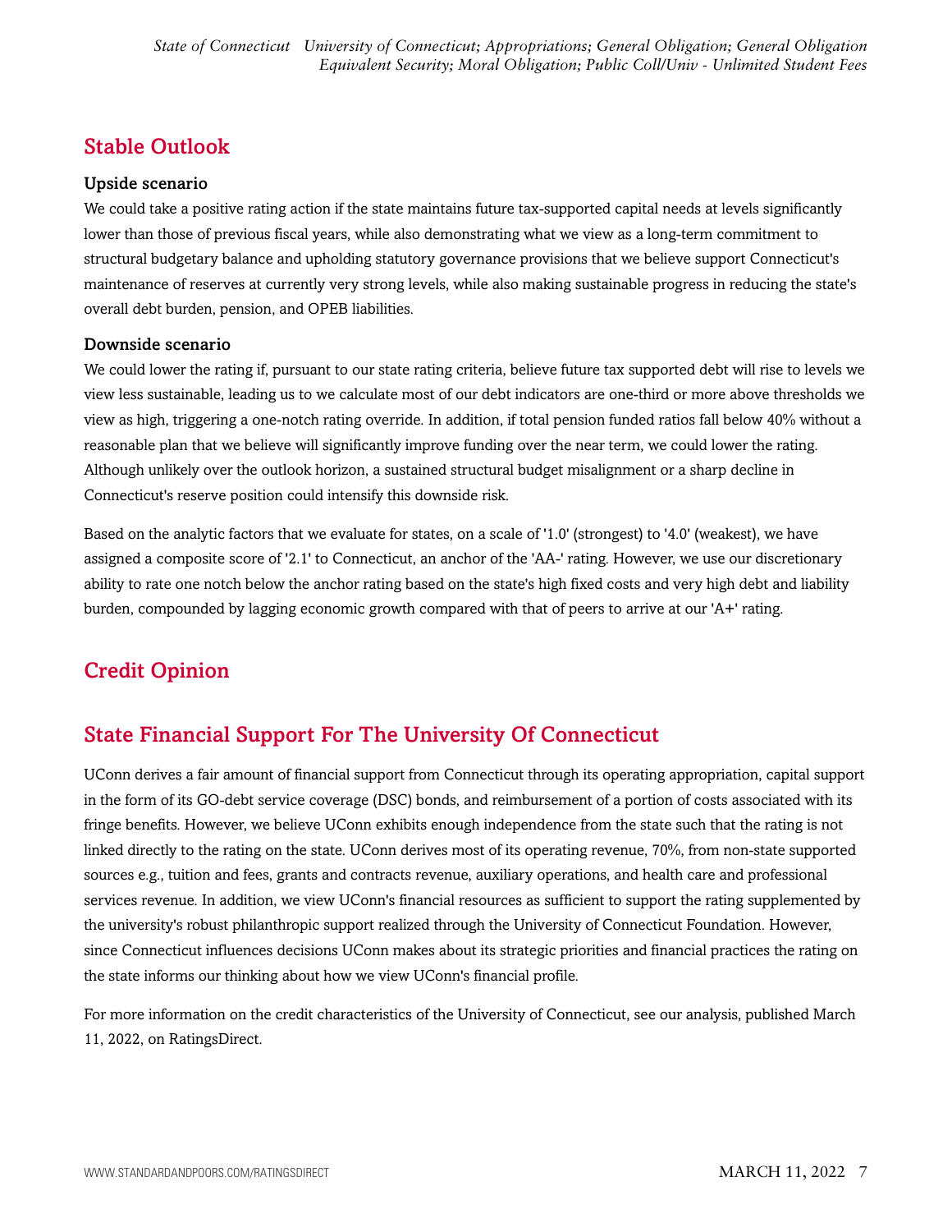## Stable Outlook

### Upside scenario

We could take a positive rating action if the state maintains future tax-supported capital needs at levels significantly lower than those of previous fiscal years, while also demonstrating what we view as a long-term commitment to structural budgetary balance and upholding statutory governance provisions that we believe support Connecticut's maintenance of reserves at currently very strong levels, while also making sustainable progress in reducing the state's overall debt burden, pension, and OPEB liabilities.

### Downside scenario

We could lower the rating if, pursuant to our state rating criteria, believe future tax supported debt will rise to levels we view less sustainable, leading us to we calculate most of our debt indicators are one-third or more above thresholds we view as high, triggering a one-notch rating override. In addition, if total pension funded ratios fall below 40% without a reasonable plan that we believe will significantly improve funding over the near term, we could lower the rating. Although unlikely over the outlook horizon, a sustained structural budget misalignment or a sharp decline in Connecticut's reserve position could intensify this downside risk.

Based on the analytic factors that we evaluate for states, on a scale of '1.0' (strongest) to '4.0' (weakest), we have assigned a composite score of '2.1' to Connecticut, an anchor of the 'AA-' rating. However, we use our discretionary ability to rate one notch below the anchor rating based on the state's high fixed costs and very high debt and liability burden, compounded by lagging economic growth compared with that of peers to arrive at our 'A+' rating.

## Credit Opinion

## State Financial Support For The University Of Connecticut

UConn derives a fair amount of financial support from Connecticut through its operating appropriation, capital support in the form of its GO-debt service coverage (DSC) bonds, and reimbursement of a portion of costs associated with its fringe benefits. However, we believe UConn exhibits enough independence from the state such that the rating is not linked directly to the rating on the state. UConn derives most of its operating revenue, 70%, from non-state supported sources e.g., tuition and fees, grants and contracts revenue, auxiliary operations, and health care and professional services revenue. In addition, we view UConn's financial resources as sufficient to support the rating supplemented by the university's robust philanthropic support realized through the University of Connecticut Foundation. However, since Connecticut influences decisions UConn makes about its strategic priorities and financial practices the rating on the state informs our thinking about how we view UConn's financial profile.

For more information on the credit characteristics of the University of Connecticut, see our analysis, published March 11, 2022, on RatingsDirect.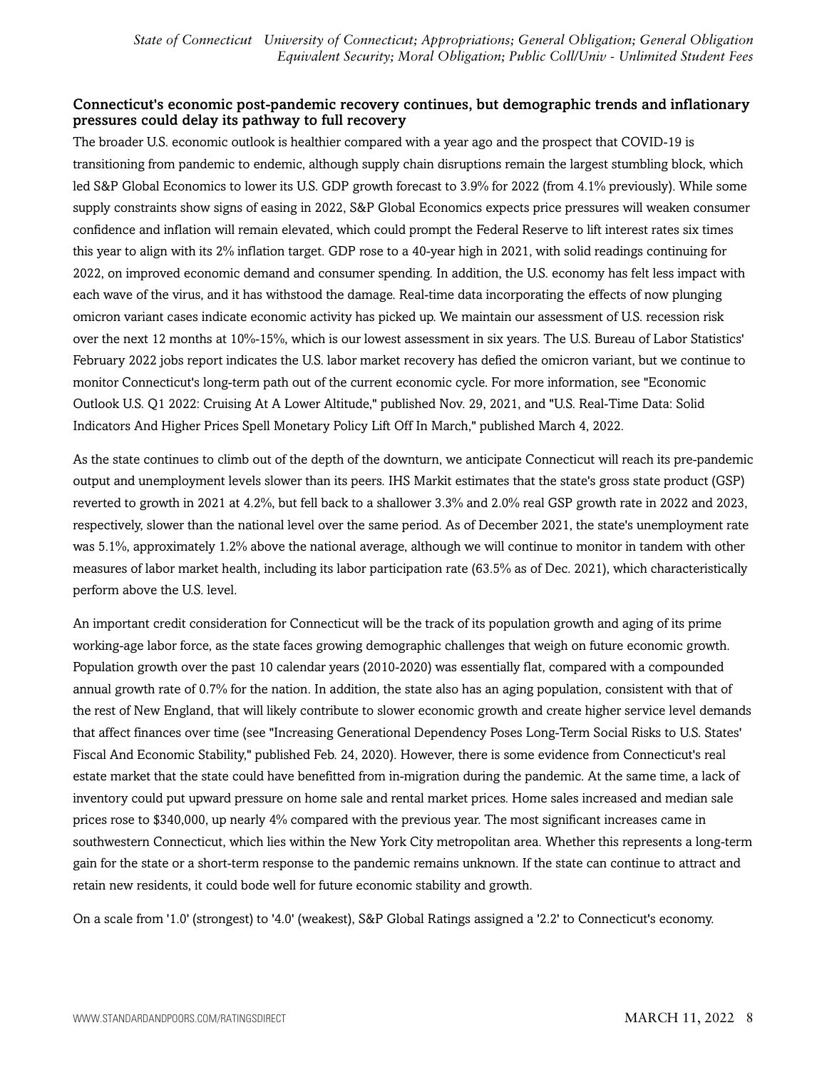### Connecticut's economic post-pandemic recovery continues, but demographic trends and inflationary pressures could delay its pathway to full recovery

The broader U.S. economic outlook is healthier compared with a year ago and the prospect that COVID-19 is transitioning from pandemic to endemic, although supply chain disruptions remain the largest stumbling block, which led S&P Global Economics to lower its U.S. GDP growth forecast to 3.9% for 2022 (from 4.1% previously). While some supply constraints show signs of easing in 2022, S&P Global Economics expects price pressures will weaken consumer confidence and inflation will remain elevated, which could prompt the Federal Reserve to lift interest rates six times this year to align with its 2% inflation target. GDP rose to a 40-year high in 2021, with solid readings continuing for 2022, on improved economic demand and consumer spending. In addition, the U.S. economy has felt less impact with each wave of the virus, and it has withstood the damage. Real-time data incorporating the effects of now plunging omicron variant cases indicate economic activity has picked up. We maintain our assessment of U.S. recession risk over the next 12 months at 10%-15%, which is our lowest assessment in six years. The U.S. Bureau of Labor Statistics' February 2022 jobs report indicates the U.S. labor market recovery has defied the omicron variant, but we continue to monitor Connecticut's long-term path out of the current economic cycle. For more information, see "Economic Outlook U.S. Q1 2022: Cruising At A Lower Altitude," published Nov. 29, 2021, and "U.S. Real-Time Data: Solid Indicators And Higher Prices Spell Monetary Policy Lift Off In March," published March 4, 2022.

As the state continues to climb out of the depth of the downturn, we anticipate Connecticut will reach its pre-pandemic output and unemployment levels slower than its peers. IHS Markit estimates that the state's gross state product (GSP) reverted to growth in 2021 at 4.2%, but fell back to a shallower 3.3% and 2.0% real GSP growth rate in 2022 and 2023, respectively, slower than the national level over the same period. As of December 2021, the state's unemployment rate was 5.1%, approximately 1.2% above the national average, although we will continue to monitor in tandem with other measures of labor market health, including its labor participation rate (63.5% as of Dec. 2021), which characteristically perform above the U.S. level.

An important credit consideration for Connecticut will be the track of its population growth and aging of its prime working-age labor force, as the state faces growing demographic challenges that weigh on future economic growth. Population growth over the past 10 calendar years (2010-2020) was essentially flat, compared with a compounded annual growth rate of 0.7% for the nation. In addition, the state also has an aging population, consistent with that of the rest of New England, that will likely contribute to slower economic growth and create higher service level demands that affect finances over time (see "Increasing Generational Dependency Poses Long-Term Social Risks to U.S. States' Fiscal And Economic Stability," published Feb. 24, 2020). However, there is some evidence from Connecticut's real estate market that the state could have benefitted from in-migration during the pandemic. At the same time, a lack of inventory could put upward pressure on home sale and rental market prices. Home sales increased and median sale prices rose to $340,000, up nearly 4% compared with the previous year. The most significant increases came in southwestern Connecticut, which lies within the New York City metropolitan area. Whether this represents a long-term gain for the state or a short-term response to the pandemic remains unknown. If the state can continue to attract and retain new residents, it could bode well for future economic stability and growth.

On a scale from '1.0' (strongest) to '4.0' (weakest), S&P Global Ratings assigned a '2.2' to Connecticut's economy.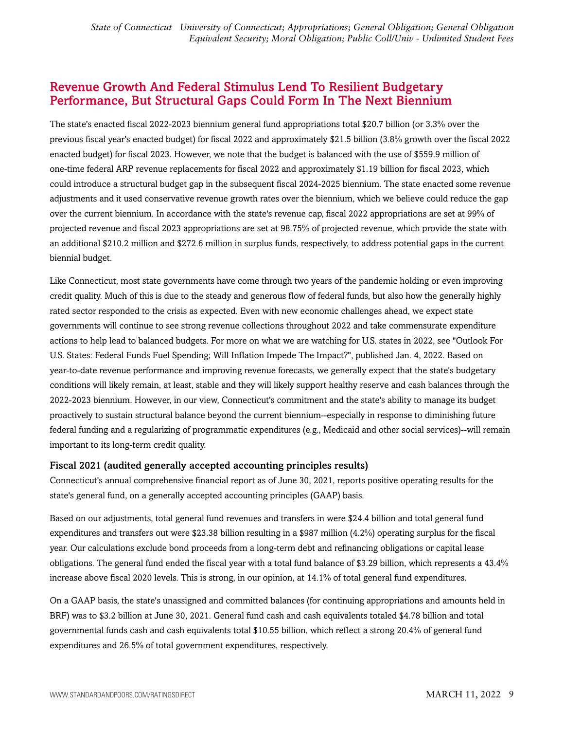## Revenue Growth And Federal Stimulus Lend To Resilient Budgetary Performance, But Structural Gaps Could Form In The Next Biennium

The state's enacted fiscal 2022-2023 biennium general fund appropriations total $20.7 billion (or 3.3% over the previous fiscal year's enacted budget) for fiscal 2022 and approximately $21.5 billion (3.8% growth over the fiscal 2022 enacted budget) for fiscal 2023. However, we note that the budget is balanced with the use of $559.9 million of one-time federal ARP revenue replacements for fiscal 2022 and approximately $1.19 billion for fiscal 2023, which could introduce a structural budget gap in the subsequent fiscal 2024-2025 biennium. The state enacted some revenue adjustments and it used conservative revenue growth rates over the biennium, which we believe could reduce the gap over the current biennium. In accordance with the state's revenue cap, fiscal 2022 appropriations are set at 99% of projected revenue and fiscal 2023 appropriations are set at 98.75% of projected revenue, which provide the state with an additional $210.2 million and $272.6 million in surplus funds, respectively, to address potential gaps in the current biennial budget.

Like Connecticut, most state governments have come through two years of the pandemic holding or even improving credit quality. Much of this is due to the steady and generous flow of federal funds, but also how the generally highly rated sector responded to the crisis as expected. Even with new economic challenges ahead, we expect state governments will continue to see strong revenue collections throughout 2022 and take commensurate expenditure actions to help lead to balanced budgets. For more on what we are watching for U.S. states in 2022, see "Outlook For U.S. States: Federal Funds Fuel Spending; Will Inflation Impede The Impact?", published Jan. 4, 2022. Based on year-to-date revenue performance and improving revenue forecasts, we generally expect that the state's budgetary conditions will likely remain, at least, stable and they will likely support healthy reserve and cash balances through the 2022-2023 biennium. However, in our view, Connecticut's commitment and the state's ability to manage its budget proactively to sustain structural balance beyond the current biennium--especially in response to diminishing future federal funding and a regularizing of programmatic expenditures (e.g., Medicaid and other social services)--will remain important to its long-term credit quality.

### Fiscal 2021 (audited generally accepted accounting principles results)

Connecticut's annual comprehensive financial report as of June 30, 2021, reports positive operating results for the state's general fund, on a generally accepted accounting principles (GAAP) basis.

Based on our adjustments, total general fund revenues and transfers in were $24.4 billion and total general fund expenditures and transfers out were $23.38 billion resulting in a $987 million (4.2%) operating surplus for the fiscal year. Our calculations exclude bond proceeds from a long-term debt and refinancing obligations or capital lease obligations. The general fund ended the fiscal year with a total fund balance of $3.29 billion, which represents a 43.4% increase above fiscal 2020 levels. This is strong, in our opinion, at 14.1% of total general fund expenditures.

On a GAAP basis, the state's unassigned and committed balances (for continuing appropriations and amounts held in BRF) was to $3.2 billion at June 30, 2021. General fund cash and cash equivalents totaled $4.78 billion and total governmental funds cash and cash equivalents total $10.55 billion, which reflect a strong 20.4% of general fund expenditures and 26.5% of total government expenditures, respectively.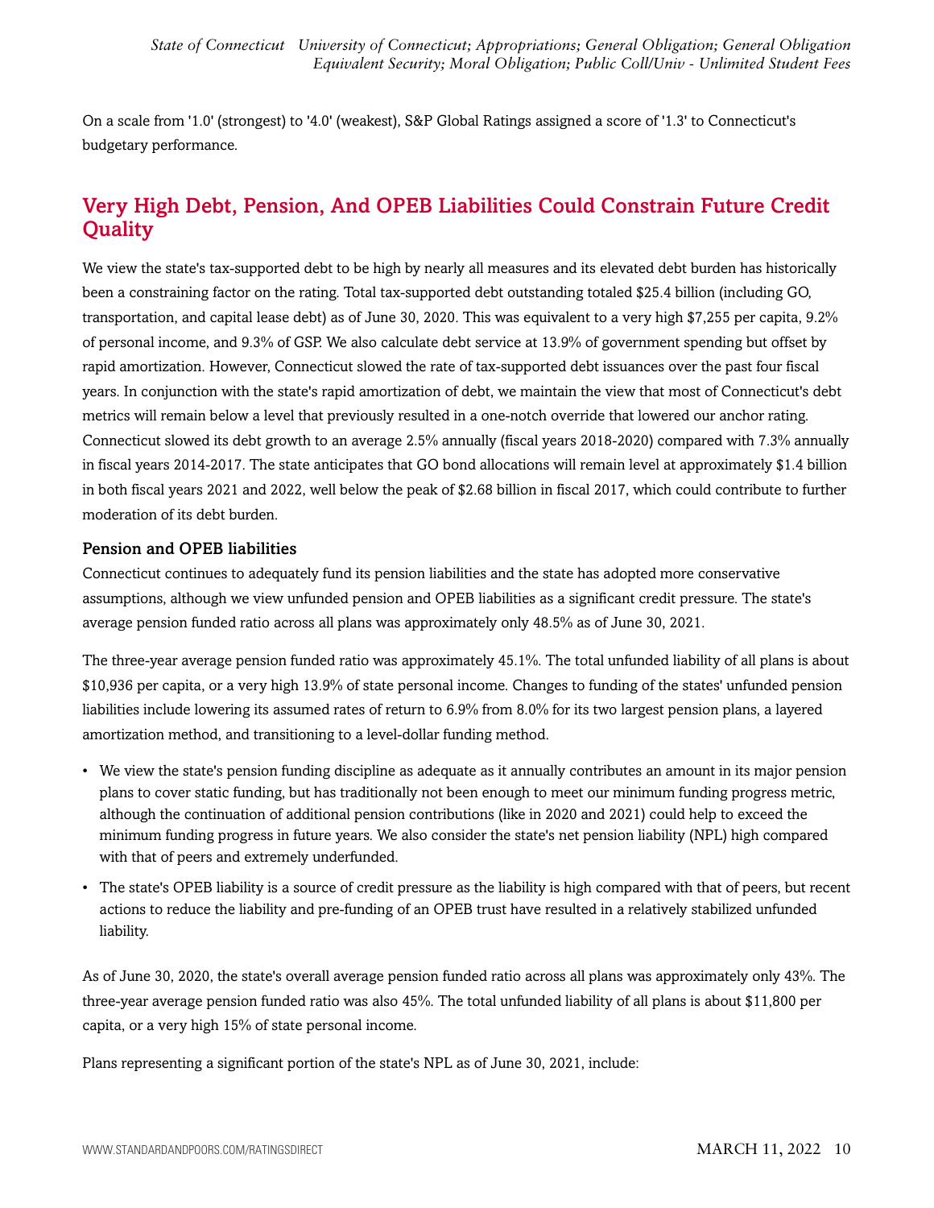On a scale from '1.0' (strongest) to '4.0' (weakest), S&P Global Ratings assigned a score of '1.3' to Connecticut's budgetary performance.

## Very High Debt, Pension, And OPEB Liabilities Could Constrain Future Credit Quality

We view the state's tax-supported debt to be high by nearly all measures and its elevated debt burden has historically been a constraining factor on the rating. Total tax-supported debt outstanding totaled $25.4 billion (including GO, transportation, and capital lease debt) as of June 30, 2020. This was equivalent to a very high $7,255 per capita, 9.2% of personal income, and 9.3% of GSP. We also calculate debt service at 13.9% of government spending but offset by rapid amortization. However, Connecticut slowed the rate of tax-supported debt issuances over the past four fiscal years. In conjunction with the state's rapid amortization of debt, we maintain the view that most of Connecticut's debt metrics will remain below a level that previously resulted in a one-notch override that lowered our anchor rating. Connecticut slowed its debt growth to an average 2.5% annually (fiscal years 2018-2020) compared with 7.3% annually in fiscal years 2014-2017. The state anticipates that GO bond allocations will remain level at approximately $1.4 billion in both fiscal years 2021 and 2022, well below the peak of $2.68 billion in fiscal 2017, which could contribute to further moderation of its debt burden.

### Pension and OPEB liabilities

Connecticut continues to adequately fund its pension liabilities and the state has adopted more conservative assumptions, although we view unfunded pension and OPEB liabilities as a significant credit pressure. The state's average pension funded ratio across all plans was approximately only 48.5% as of June 30, 2021.

The three-year average pension funded ratio was approximately 45.1%. The total unfunded liability of all plans is about $10,936 per capita, or a very high 13.9% of state personal income. Changes to funding of the states' unfunded pension liabilities include lowering its assumed rates of return to 6.9% from 8.0% for its two largest pension plans, a layered amortization method, and transitioning to a level-dollar funding method.

- We view the state's pension funding discipline as adequate as it annually contributes an amount in its major pension plans to cover static funding, but has traditionally not been enough to meet our minimum funding progress metric, although the continuation of additional pension contributions (like in 2020 and 2021) could help to exceed the minimum funding progress in future years. We also consider the state's net pension liability (NPL) high compared with that of peers and extremely underfunded.
- The state's OPEB liability is a source of credit pressure as the liability is high compared with that of peers, but recent actions to reduce the liability and pre-funding of an OPEB trust have resulted in a relatively stabilized unfunded liability.

As of June 30, 2020, the state's overall average pension funded ratio across all plans was approximately only 43%. The three-year average pension funded ratio was also 45%. The total unfunded liability of all plans is about $11,800 per capita, or a very high 15% of state personal income.

Plans representing a significant portion of the state's NPL as of June 30, 2021, include: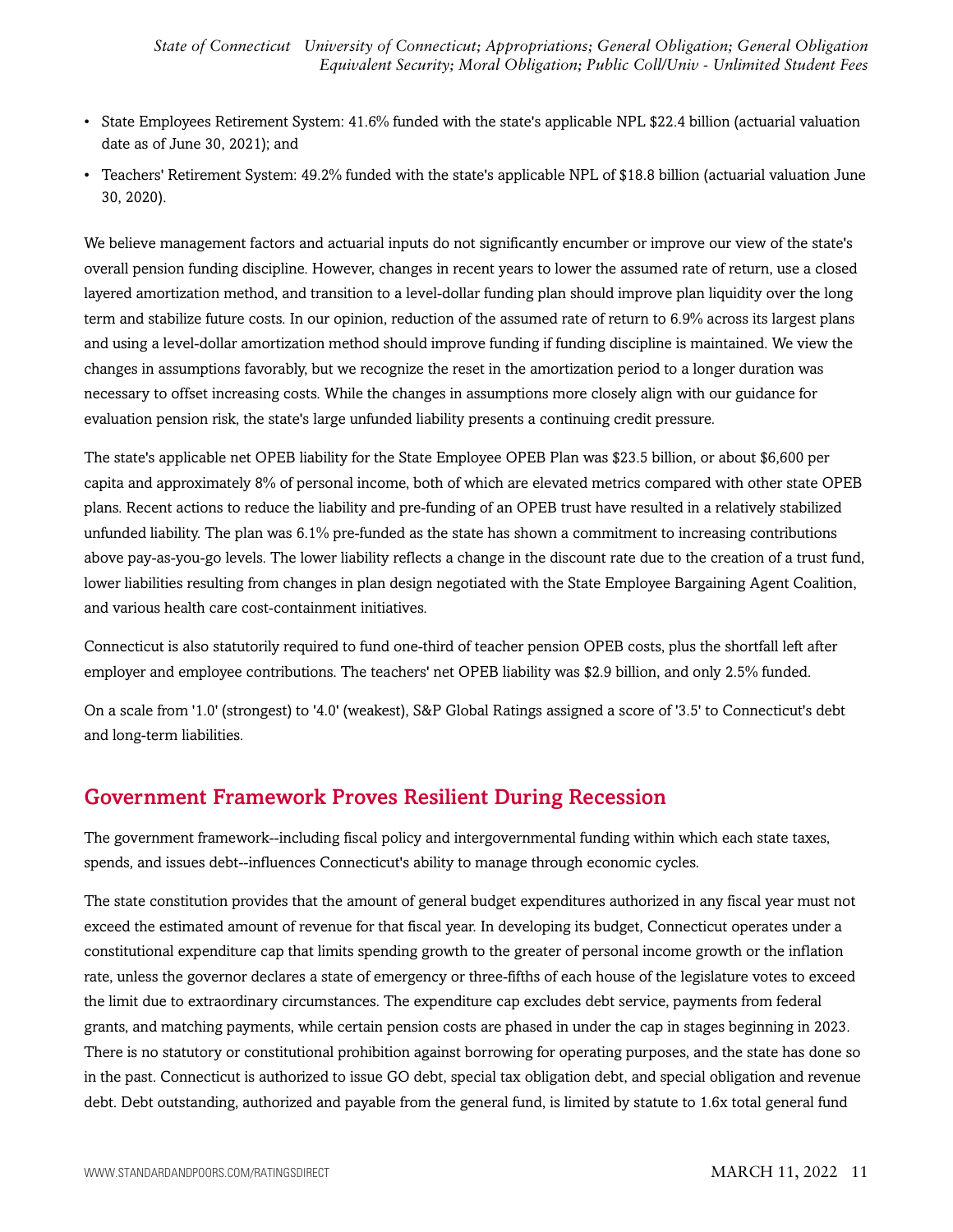- State Employees Retirement System: 41.6% funded with the state's applicable NPL $22.4 billion (actuarial valuation date as of June 30, 2021); and
- Teachers' Retirement System: 49.2% funded with the state's applicable NPL of $18.8 billion (actuarial valuation June 30, 2020).

We believe management factors and actuarial inputs do not significantly encumber or improve our view of the state's overall pension funding discipline. However, changes in recent years to lower the assumed rate of return, use a closed layered amortization method, and transition to a level-dollar funding plan should improve plan liquidity over the long term and stabilize future costs. In our opinion, reduction of the assumed rate of return to 6.9% across its largest plans and using a level-dollar amortization method should improve funding if funding discipline is maintained. We view the changes in assumptions favorably, but we recognize the reset in the amortization period to a longer duration was necessary to offset increasing costs. While the changes in assumptions more closely align with our guidance for evaluation pension risk, the state's large unfunded liability presents a continuing credit pressure.

The state's applicable net OPEB liability for the State Employee OPEB Plan was $23.5 billion, or about $6,600 per capita and approximately 8% of personal income, both of which are elevated metrics compared with other state OPEB plans. Recent actions to reduce the liability and pre-funding of an OPEB trust have resulted in a relatively stabilized unfunded liability. The plan was 6.1% pre-funded as the state has shown a commitment to increasing contributions above pay-as-you-go levels. The lower liability reflects a change in the discount rate due to the creation of a trust fund, lower liabilities resulting from changes in plan design negotiated with the State Employee Bargaining Agent Coalition, and various health care cost-containment initiatives.

Connecticut is also statutorily required to fund one-third of teacher pension OPEB costs, plus the shortfall left after employer and employee contributions. The teachers' net OPEB liability was $2.9 billion, and only 2.5% funded.

On a scale from '1.0' (strongest) to '4.0' (weakest), S&P Global Ratings assigned a score of '3.5' to Connecticut's debt and long-term liabilities.

## Government Framework Proves Resilient During Recession

The government framework--including fiscal policy and intergovernmental funding within which each state taxes, spends, and issues debt--influences Connecticut's ability to manage through economic cycles.

The state constitution provides that the amount of general budget expenditures authorized in any fiscal year must not exceed the estimated amount of revenue for that fiscal year. In developing its budget, Connecticut operates under a constitutional expenditure cap that limits spending growth to the greater of personal income growth or the inflation rate, unless the governor declares a state of emergency or three-fifths of each house of the legislature votes to exceed the limit due to extraordinary circumstances. The expenditure cap excludes debt service, payments from federal grants, and matching payments, while certain pension costs are phased in under the cap in stages beginning in 2023. There is no statutory or constitutional prohibition against borrowing for operating purposes, and the state has done so in the past. Connecticut is authorized to issue GO debt, special tax obligation debt, and special obligation and revenue debt. Debt outstanding, authorized and payable from the general fund, is limited by statute to 1.6x total general fund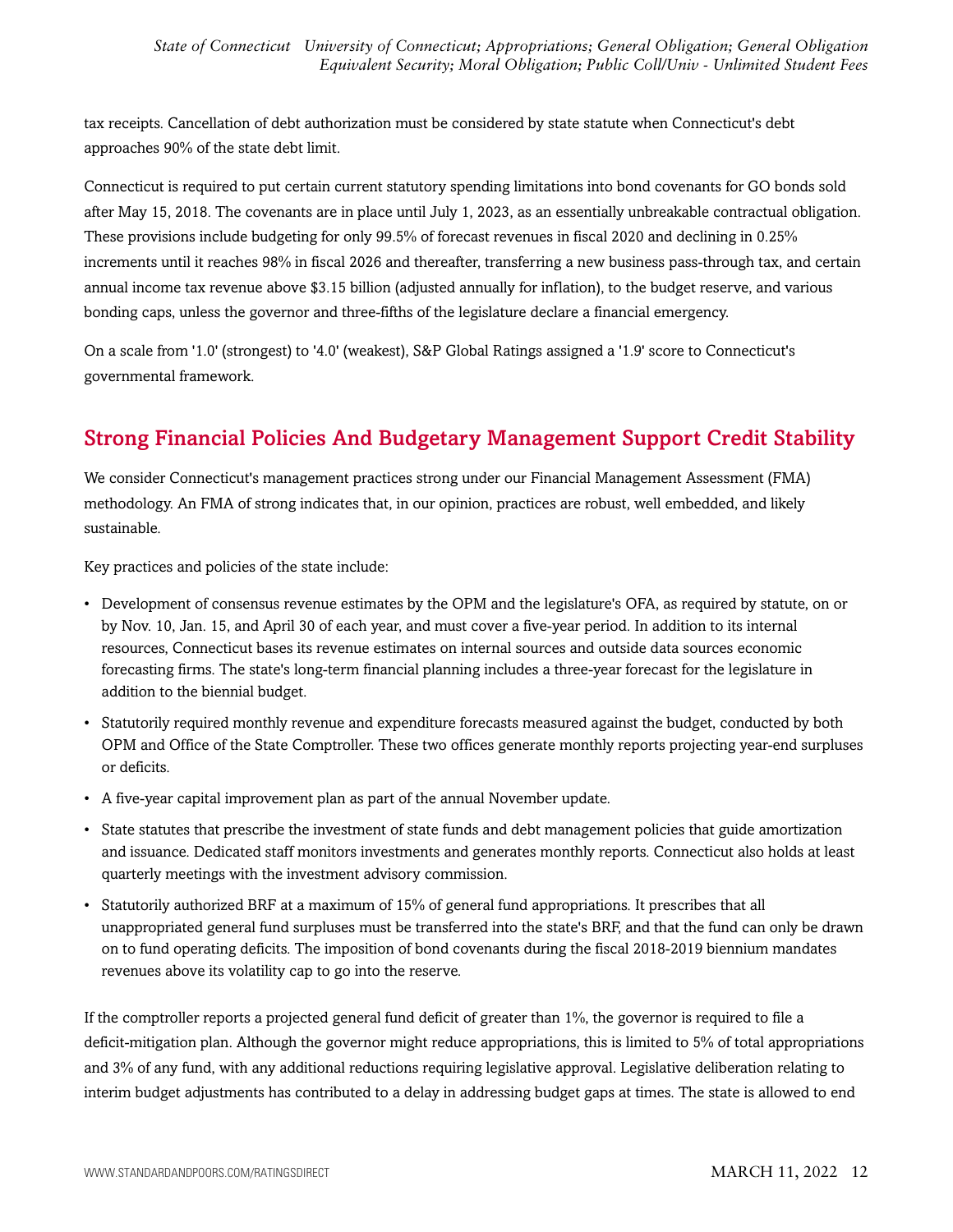tax receipts. Cancellation of debt authorization must be considered by state statute when Connecticut's debt approaches 90% of the state debt limit.

Connecticut is required to put certain current statutory spending limitations into bond covenants for GO bonds sold after May 15, 2018. The covenants are in place until July 1, 2023, as an essentially unbreakable contractual obligation. These provisions include budgeting for only 99.5% of forecast revenues in fiscal 2020 and declining in 0.25% increments until it reaches 98% in fiscal 2026 and thereafter, transferring a new business pass-through tax, and certain annual income tax revenue above $3.15 billion (adjusted annually for inflation), to the budget reserve, and various bonding caps, unless the governor and three-fifths of the legislature declare a financial emergency.

On a scale from '1.0' (strongest) to '4.0' (weakest), S&P Global Ratings assigned a '1.9' score to Connecticut's governmental framework.

## Strong Financial Policies And Budgetary Management Support Credit Stability

We consider Connecticut's management practices strong under our Financial Management Assessment (FMA) methodology. An FMA of strong indicates that, in our opinion, practices are robust, well embedded, and likely sustainable.

Key practices and policies of the state include:

- Development of consensus revenue estimates by the OPM and the legislature's OFA, as required by statute, on or by Nov. 10, Jan. 15, and April 30 of each year, and must cover a five-year period. In addition to its internal resources, Connecticut bases its revenue estimates on internal sources and outside data sources economic forecasting firms. The state's long-term financial planning includes a three-year forecast for the legislature in addition to the biennial budget.
- Statutorily required monthly revenue and expenditure forecasts measured against the budget, conducted by both OPM and Office of the State Comptroller. These two offices generate monthly reports projecting year-end surpluses or deficits.
- A five-year capital improvement plan as part of the annual November update.
- State statutes that prescribe the investment of state funds and debt management policies that guide amortization and issuance. Dedicated staff monitors investments and generates monthly reports. Connecticut also holds at least quarterly meetings with the investment advisory commission.
- Statutorily authorized BRF at a maximum of 15% of general fund appropriations. It prescribes that all unappropriated general fund surpluses must be transferred into the state's BRF, and that the fund can only be drawn on to fund operating deficits. The imposition of bond covenants during the fiscal 2018-2019 biennium mandates revenues above its volatility cap to go into the reserve.

If the comptroller reports a projected general fund deficit of greater than 1%, the governor is required to file a deficit-mitigation plan. Although the governor might reduce appropriations, this is limited to 5% of total appropriations and 3% of any fund, with any additional reductions requiring legislative approval. Legislative deliberation relating to interim budget adjustments has contributed to a delay in addressing budget gaps at times. The state is allowed to end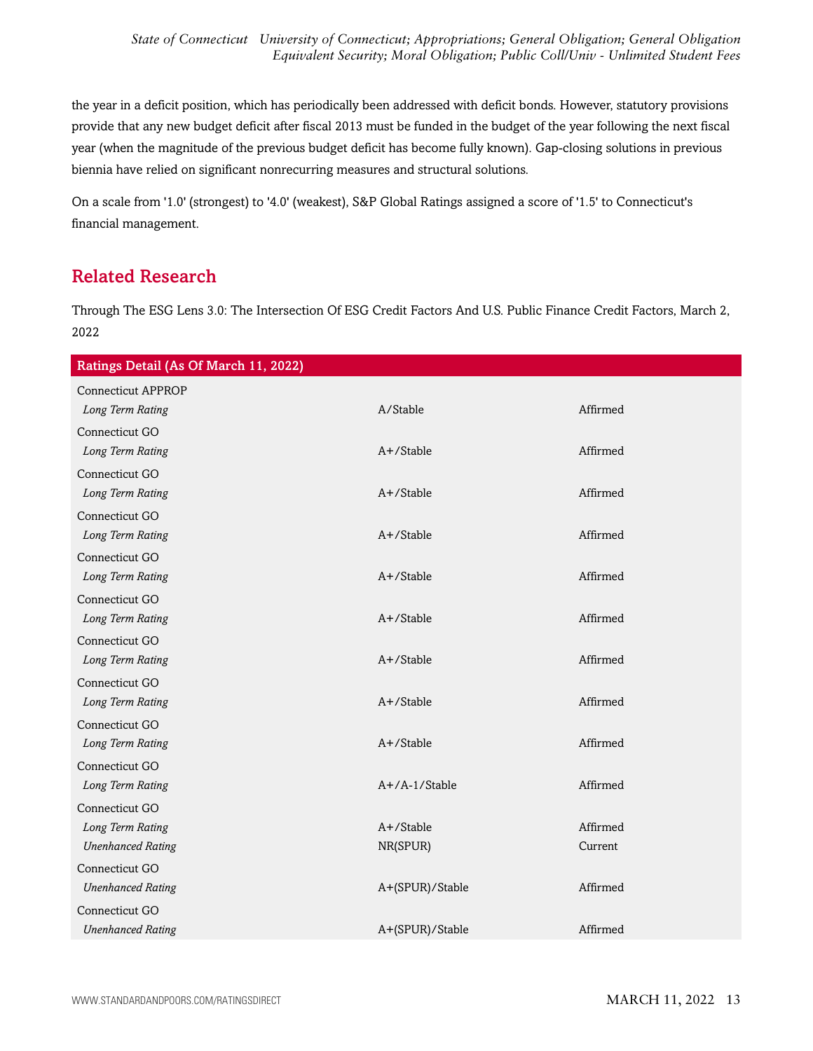the year in a deficit position, which has periodically been addressed with deficit bonds. However, statutory provisions provide that any new budget deficit after fiscal 2013 must be funded in the budget of the year following the next fiscal year (when the magnitude of the previous budget deficit has become fully known). Gap-closing solutions in previous biennia have relied on significant nonrecurring measures and structural solutions.

On a scale from '1.0' (strongest) to '4.0' (weakest), S&P Global Ratings assigned a score of '1.5' to Connecticut's financial management.

## Related Research

Through The ESG Lens 3.0: The Intersection Of ESG Credit Factors And U.S. Public Finance Credit Factors, March 2, 2022

| Ratings Detail (As Of March 11, 2022) | | |
|---|---|---|
| Connecticut APPROP | | |
| *Long Term Rating* | A/Stable | Affirmed |
| Connecticut GO | | |
| *Long Term Rating* | A+/Stable | Affirmed |
| Connecticut GO | | |
| *Long Term Rating* | A+/Stable | Affirmed |
| Connecticut GO | | |
| *Long Term Rating* | A+/Stable | Affirmed |
| Connecticut GO | | |
| *Long Term Rating* | A+/Stable | Affirmed |
| Connecticut GO | | |
| *Long Term Rating* | A+/Stable | Affirmed |
| Connecticut GO | | |
| *Long Term Rating* | A+/Stable | Affirmed |
| Connecticut GO | | |
| *Long Term Rating* | A+/Stable | Affirmed |
| Connecticut GO | | |
| *Long Term Rating* | A+/Stable | Affirmed |
| Connecticut GO | | |
| *Long Term Rating* | A+/A-1/Stable | Affirmed |
| Connecticut GO | | |
| *Long Term Rating* | A+/Stable | Affirmed |
| *Unenhanced Rating* | NR(SPUR) | Current |
| Connecticut GO | | |
| *Unenhanced Rating* | A+(SPUR)/Stable | Affirmed |
| Connecticut GO | | |
| *Unenhanced Rating* | A+(SPUR)/Stable | Affirmed |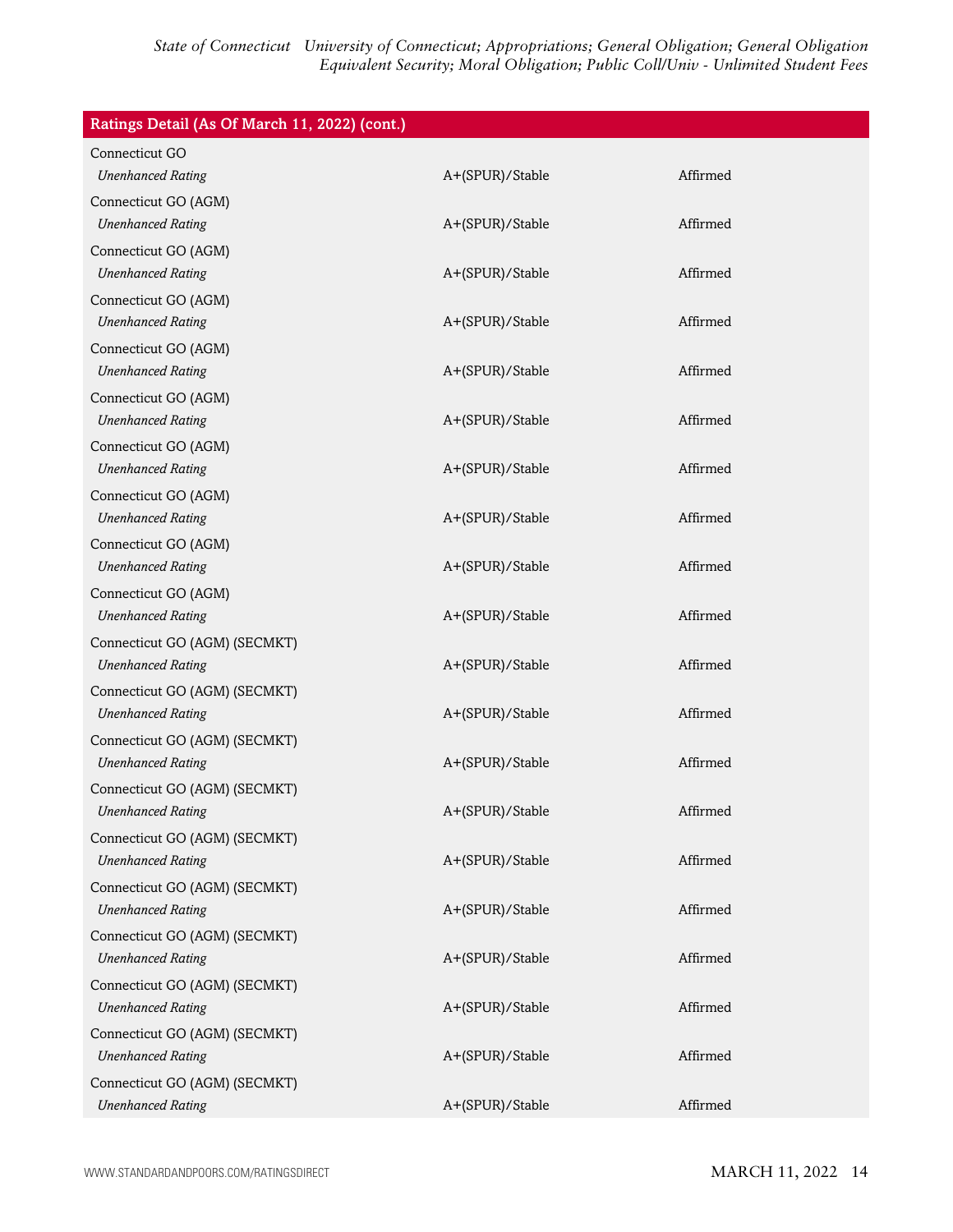| Ratings Detail (As Of March 11, 2022) (cont.) | | |
|---|---|---|
| Connecticut GO | | |
| *Unenhanced Rating* | A+(SPUR)/Stable | Affirmed |
| Connecticut GO (AGM) | | |
| *Unenhanced Rating* | A+(SPUR)/Stable | Affirmed |
| Connecticut GO (AGM) | | |
| *Unenhanced Rating* | A+(SPUR)/Stable | Affirmed |
| Connecticut GO (AGM) | | |
| *Unenhanced Rating* | A+(SPUR)/Stable | Affirmed |
| Connecticut GO (AGM) | | |
| *Unenhanced Rating* | A+(SPUR)/Stable | Affirmed |
| Connecticut GO (AGM) | | |
| *Unenhanced Rating* | A+(SPUR)/Stable | Affirmed |
| Connecticut GO (AGM) | | |
| *Unenhanced Rating* | A+(SPUR)/Stable | Affirmed |
| Connecticut GO (AGM) | | |
| *Unenhanced Rating* | A+(SPUR)/Stable | Affirmed |
| Connecticut GO (AGM) | | |
| *Unenhanced Rating* | A+(SPUR)/Stable | Affirmed |
| Connecticut GO (AGM) | | |
| *Unenhanced Rating* | A+(SPUR)/Stable | Affirmed |
| Connecticut GO (AGM) (SECMKT) | | |
| *Unenhanced Rating* | A+(SPUR)/Stable | Affirmed |
| Connecticut GO (AGM) (SECMKT) | | |
| *Unenhanced Rating* | A+(SPUR)/Stable | Affirmed |
| Connecticut GO (AGM) (SECMKT) | | |
| *Unenhanced Rating* | A+(SPUR)/Stable | Affirmed |
| Connecticut GO (AGM) (SECMKT) | | |
| *Unenhanced Rating* | A+(SPUR)/Stable | Affirmed |
| Connecticut GO (AGM) (SECMKT) | | |
| *Unenhanced Rating* | A+(SPUR)/Stable | Affirmed |
| Connecticut GO (AGM) (SECMKT) | | |
| *Unenhanced Rating* | A+(SPUR)/Stable | Affirmed |
| Connecticut GO (AGM) (SECMKT) | | |
| *Unenhanced Rating* | A+(SPUR)/Stable | Affirmed |
| Connecticut GO (AGM) (SECMKT) | | |
| *Unenhanced Rating* | A+(SPUR)/Stable | Affirmed |
| Connecticut GO (AGM) (SECMKT) | | |
| *Unenhanced Rating* | A+(SPUR)/Stable | Affirmed |
| Connecticut GO (AGM) (SECMKT) | | |
| *Unenhanced Rating* | A+(SPUR)/Stable | Affirmed |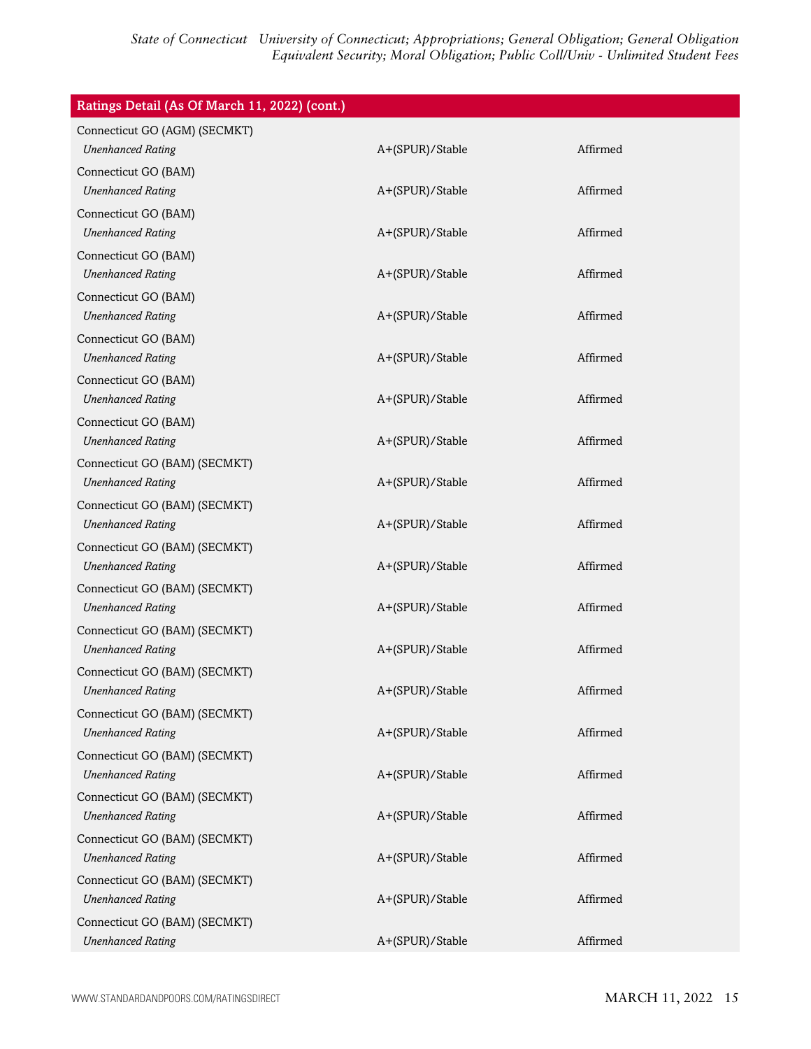| Ratings Detail (As Of March 11, 2022) (cont.) | | |
|---|---|---|
| Connecticut GO (AGM) (SECMKT) | | |
| *Unenhanced Rating* | A+(SPUR)/Stable | Affirmed |
| Connecticut GO (BAM) | | |
| *Unenhanced Rating* | A+(SPUR)/Stable | Affirmed |
| Connecticut GO (BAM) | | |
| *Unenhanced Rating* | A+(SPUR)/Stable | Affirmed |
| Connecticut GO (BAM) | | |
| *Unenhanced Rating* | A+(SPUR)/Stable | Affirmed |
| Connecticut GO (BAM) | | |
| *Unenhanced Rating* | A+(SPUR)/Stable | Affirmed |
| Connecticut GO (BAM) | | |
| *Unenhanced Rating* | A+(SPUR)/Stable | Affirmed |
| Connecticut GO (BAM) | | |
| *Unenhanced Rating* | A+(SPUR)/Stable | Affirmed |
| Connecticut GO (BAM) | | |
| *Unenhanced Rating* | A+(SPUR)/Stable | Affirmed |
| Connecticut GO (BAM) (SECMKT) | | |
| *Unenhanced Rating* | A+(SPUR)/Stable | Affirmed |
| Connecticut GO (BAM) (SECMKT) | | |
| *Unenhanced Rating* | A+(SPUR)/Stable | Affirmed |
| Connecticut GO (BAM) (SECMKT) | | |
| *Unenhanced Rating* | A+(SPUR)/Stable | Affirmed |
| Connecticut GO (BAM) (SECMKT) | | |
| *Unenhanced Rating* | A+(SPUR)/Stable | Affirmed |
| Connecticut GO (BAM) (SECMKT) | | |
| *Unenhanced Rating* | A+(SPUR)/Stable | Affirmed |
| Connecticut GO (BAM) (SECMKT) | | |
| *Unenhanced Rating* | A+(SPUR)/Stable | Affirmed |
| Connecticut GO (BAM) (SECMKT) | | |
| *Unenhanced Rating* | A+(SPUR)/Stable | Affirmed |
| Connecticut GO (BAM) (SECMKT) | | |
| *Unenhanced Rating* | A+(SPUR)/Stable | Affirmed |
| Connecticut GO (BAM) (SECMKT) | | |
| *Unenhanced Rating* | A+(SPUR)/Stable | Affirmed |
| Connecticut GO (BAM) (SECMKT) | | |
| *Unenhanced Rating* | A+(SPUR)/Stable | Affirmed |
| Connecticut GO (BAM) (SECMKT) | | |
| *Unenhanced Rating* | A+(SPUR)/Stable | Affirmed |
| Connecticut GO (BAM) (SECMKT) | | |
| *Unenhanced Rating* | A+(SPUR)/Stable | Affirmed |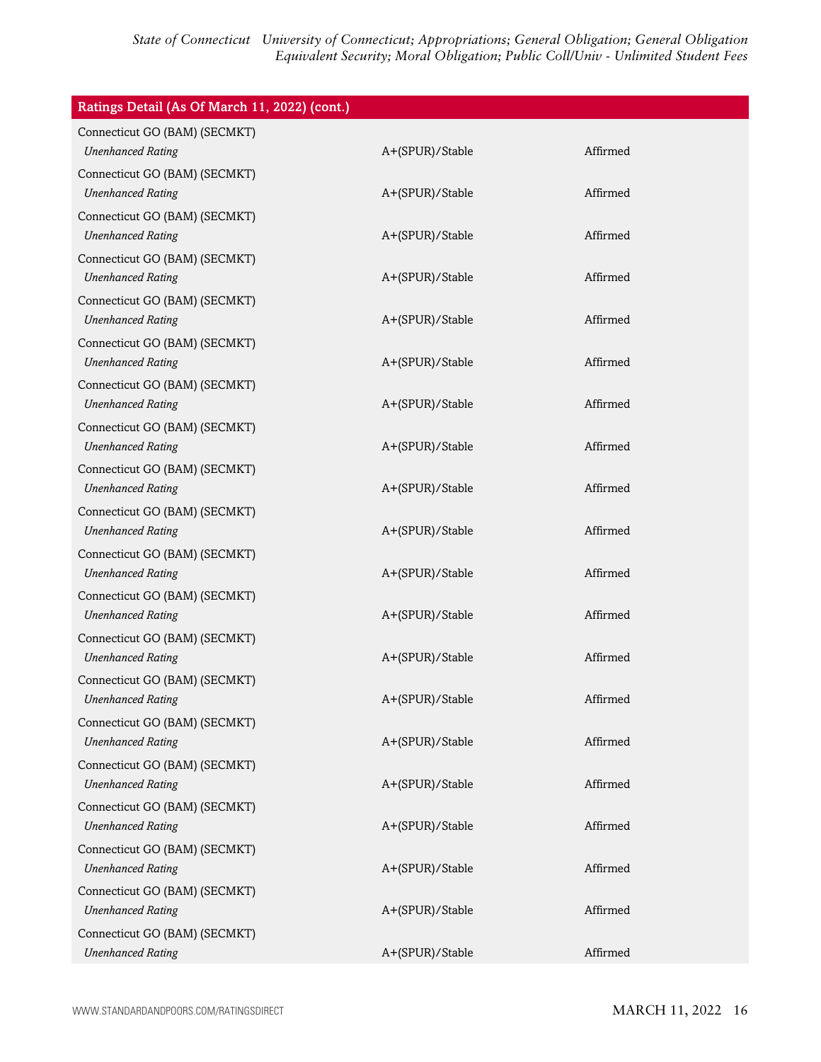| Ratings Detail (As Of March 11, 2022) (cont.) | | |
|---|---|---|
| Connecticut GO (BAM) (SECMKT) | | |
| *Unenhanced Rating* | A+(SPUR)/Stable | Affirmed |
| Connecticut GO (BAM) (SECMKT) | | |
| *Unenhanced Rating* | A+(SPUR)/Stable | Affirmed |
| Connecticut GO (BAM) (SECMKT) | | |
| *Unenhanced Rating* | A+(SPUR)/Stable | Affirmed |
| Connecticut GO (BAM) (SECMKT) | | |
| *Unenhanced Rating* | A+(SPUR)/Stable | Affirmed |
| Connecticut GO (BAM) (SECMKT) | | |
| *Unenhanced Rating* | A+(SPUR)/Stable | Affirmed |
| Connecticut GO (BAM) (SECMKT) | | |
| *Unenhanced Rating* | A+(SPUR)/Stable | Affirmed |
| Connecticut GO (BAM) (SECMKT) | | |
| *Unenhanced Rating* | A+(SPUR)/Stable | Affirmed |
| Connecticut GO (BAM) (SECMKT) | | |
| *Unenhanced Rating* | A+(SPUR)/Stable | Affirmed |
| Connecticut GO (BAM) (SECMKT) | | |
| *Unenhanced Rating* | A+(SPUR)/Stable | Affirmed |
| Connecticut GO (BAM) (SECMKT) | | |
| *Unenhanced Rating* | A+(SPUR)/Stable | Affirmed |
| Connecticut GO (BAM) (SECMKT) | | |
| *Unenhanced Rating* | A+(SPUR)/Stable | Affirmed |
| Connecticut GO (BAM) (SECMKT) | | |
| *Unenhanced Rating* | A+(SPUR)/Stable | Affirmed |
| Connecticut GO (BAM) (SECMKT) | | |
| *Unenhanced Rating* | A+(SPUR)/Stable | Affirmed |
| Connecticut GO (BAM) (SECMKT) | | |
| *Unenhanced Rating* | A+(SPUR)/Stable | Affirmed |
| Connecticut GO (BAM) (SECMKT) | | |
| *Unenhanced Rating* | A+(SPUR)/Stable | Affirmed |
| Connecticut GO (BAM) (SECMKT) | | |
| *Unenhanced Rating* | A+(SPUR)/Stable | Affirmed |
| Connecticut GO (BAM) (SECMKT) | | |
| *Unenhanced Rating* | A+(SPUR)/Stable | Affirmed |
| Connecticut GO (BAM) (SECMKT) | | |
| *Unenhanced Rating* | A+(SPUR)/Stable | Affirmed |
| Connecticut GO (BAM) (SECMKT) | | |
| *Unenhanced Rating* | A+(SPUR)/Stable | Affirmed |
| Connecticut GO (BAM) (SECMKT) | | |
| *Unenhanced Rating* | A+(SPUR)/Stable | Affirmed |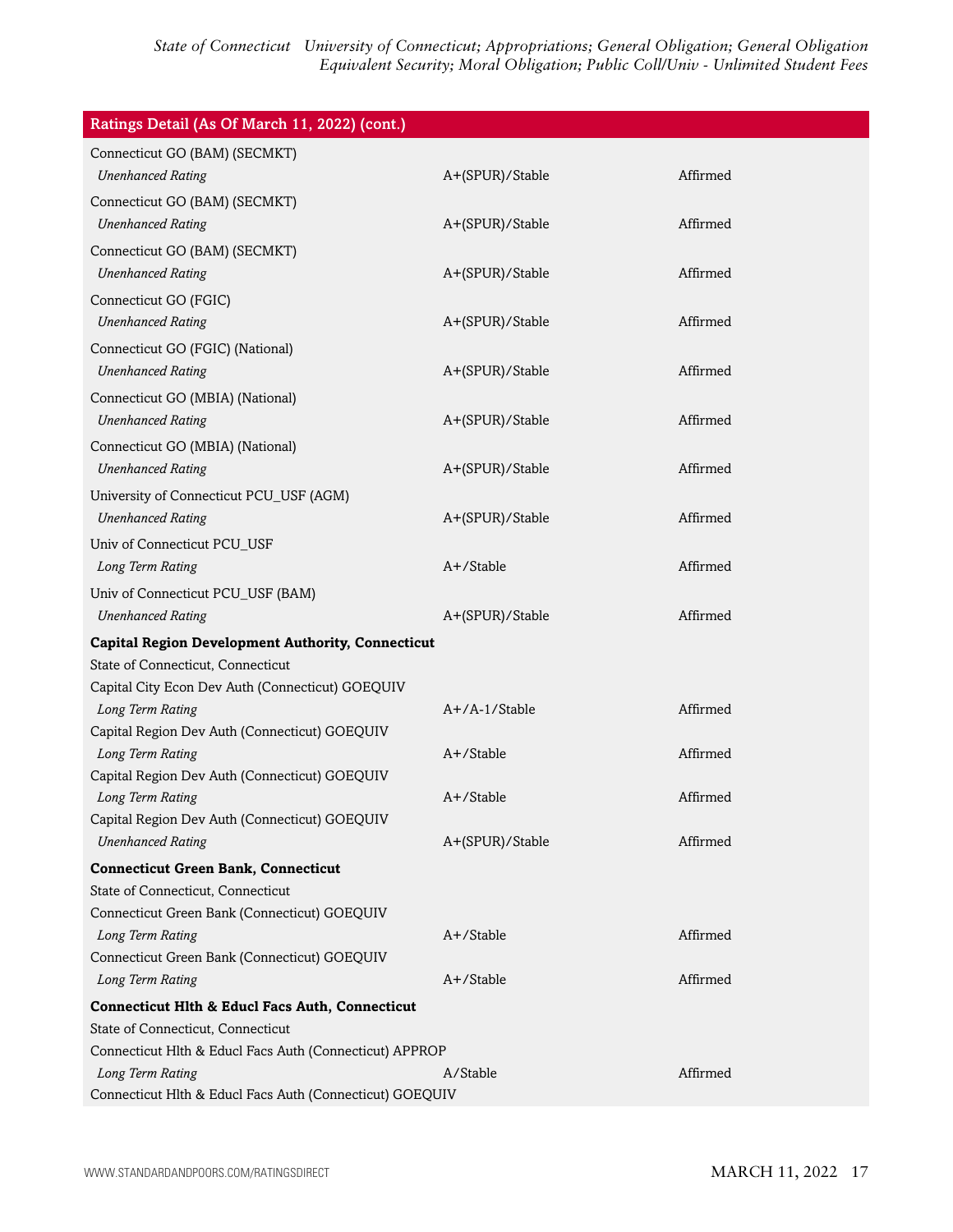| Ratings Detail (As Of March 11, 2022) (cont.) | | |
|---|---|---|
| Connecticut GO (BAM) (SECMKT) | | |
| *Unenhanced Rating* | A+(SPUR)/Stable | Affirmed |
| Connecticut GO (BAM) (SECMKT) | | |
| *Unenhanced Rating* | A+(SPUR)/Stable | Affirmed |
| Connecticut GO (BAM) (SECMKT) | | |
| *Unenhanced Rating* | A+(SPUR)/Stable | Affirmed |
| Connecticut GO (FGIC) | | |
| *Unenhanced Rating* | A+(SPUR)/Stable | Affirmed |
| Connecticut GO (FGIC) (National) | | |
| *Unenhanced Rating* | A+(SPUR)/Stable | Affirmed |
| Connecticut GO (MBIA) (National) | | |
| *Unenhanced Rating* | A+(SPUR)/Stable | Affirmed |
| Connecticut GO (MBIA) (National) | | |
| *Unenhanced Rating* | A+(SPUR)/Stable | Affirmed |
| University of Connecticut PCU_USF (AGM) | | |
| *Unenhanced Rating* | A+(SPUR)/Stable | Affirmed |
| Univ of Connecticut PCU_USF | | |
| *Long Term Rating* | A+/Stable | Affirmed |
| Univ of Connecticut PCU_USF (BAM) | | |
| *Unenhanced Rating* | A+(SPUR)/Stable | Affirmed |
| **Capital Region Development Authority, Connecticut** | | |
| State of Connecticut, Connecticut | | |
| Capital City Econ Dev Auth (Connecticut) GOEQUIV | | |
| *Long Term Rating* | A+/A-1/Stable | Affirmed |
| Capital Region Dev Auth (Connecticut) GOEQUIV | | |
| *Long Term Rating* | A+/Stable | Affirmed |
| Capital Region Dev Auth (Connecticut) GOEQUIV | | |
| *Long Term Rating* | A+/Stable | Affirmed |
| Capital Region Dev Auth (Connecticut) GOEQUIV | | |
| *Unenhanced Rating* | A+(SPUR)/Stable | Affirmed |
| **Connecticut Green Bank, Connecticut** | | |
| State of Connecticut, Connecticut | | |
| Connecticut Green Bank (Connecticut) GOEQUIV | | |
| *Long Term Rating* | A+/Stable | Affirmed |
| Connecticut Green Bank (Connecticut) GOEQUIV | | |
| *Long Term Rating* | A+/Stable | Affirmed |
| **Connecticut Hlth & Educl Facs Auth, Connecticut** | | |
| State of Connecticut, Connecticut | | |
| Connecticut Hlth & Educl Facs Auth (Connecticut) APPROP | | |
| *Long Term Rating* | A/Stable | Affirmed |
| Connecticut Hlth & Educl Facs Auth (Connecticut) GOEQUIV | | |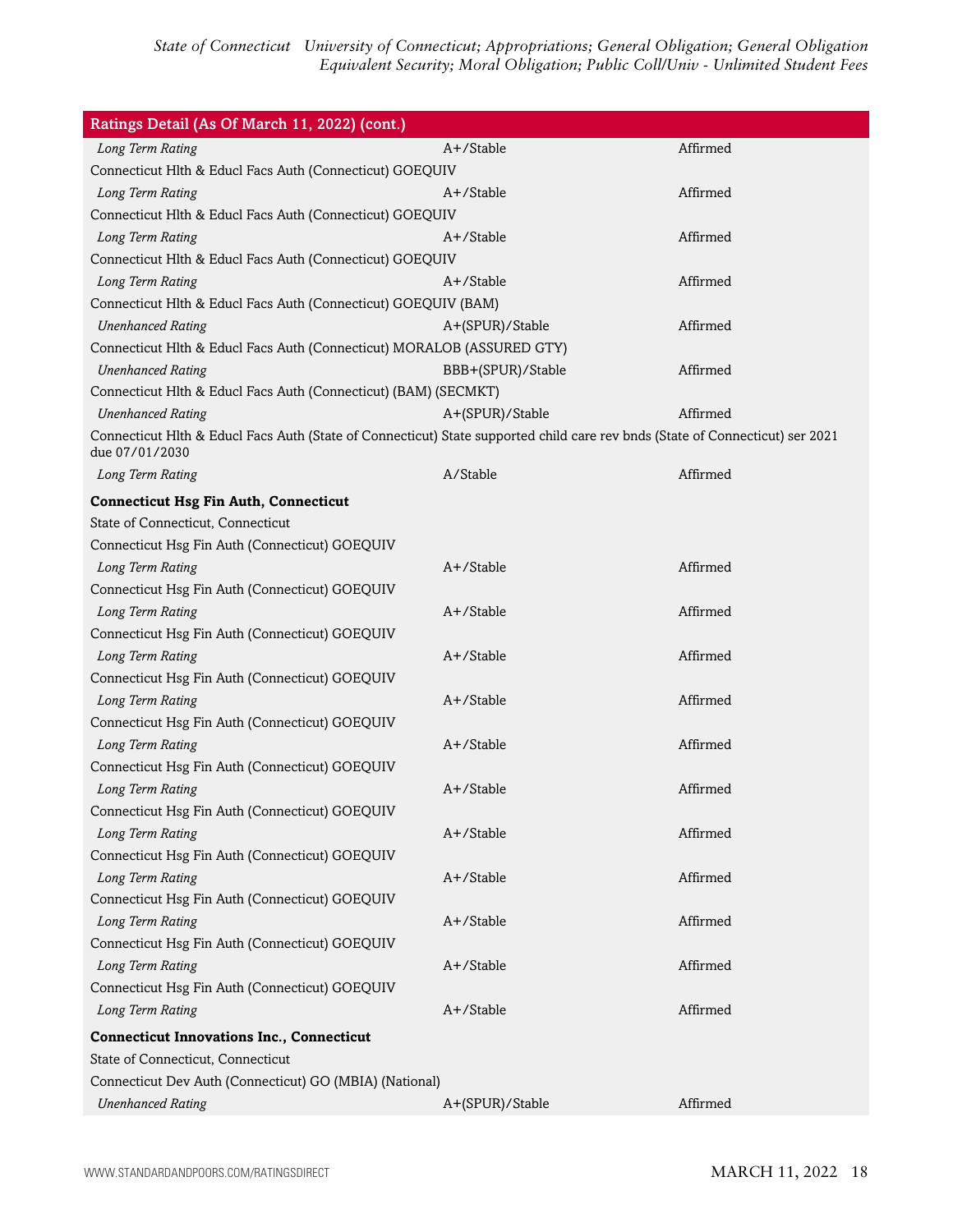| Ratings Detail (As Of March 11, 2022) (cont.) | | |
|---|---|---|
| *Long Term Rating* | A+/Stable | Affirmed |
| Connecticut Hlth & Educl Facs Auth (Connecticut) GOEQUIV | | |
| *Long Term Rating* | A+/Stable | Affirmed |
| Connecticut Hlth & Educl Facs Auth (Connecticut) GOEQUIV | | |
| *Long Term Rating* | A+/Stable | Affirmed |
| Connecticut Hlth & Educl Facs Auth (Connecticut) GOEQUIV | | |
| *Long Term Rating* | A+/Stable | Affirmed |
| Connecticut Hlth & Educl Facs Auth (Connecticut) GOEQUIV (BAM) | | |
| *Unenhanced Rating* | A+(SPUR)/Stable | Affirmed |
| Connecticut Hlth & Educl Facs Auth (Connecticut) MORALOB (ASSURED GTY) | | |
| *Unenhanced Rating* | BBB+(SPUR)/Stable | Affirmed |
| Connecticut Hlth & Educl Facs Auth (Connecticut) (BAM) (SECMKT) | | |
| *Unenhanced Rating* | A+(SPUR)/Stable | Affirmed |
| Connecticut Hlth & Educl Facs Auth (State of Connecticut) State supported child care rev bnds (State of Connecticut) ser 2021 due 07/01/2030 | | |
| *Long Term Rating* | A/Stable | Affirmed |
| **Connecticut Hsg Fin Auth, Connecticut** | | |
| State of Connecticut, Connecticut | | |
| Connecticut Hsg Fin Auth (Connecticut) GOEQUIV | | |
| *Long Term Rating* | A+/Stable | Affirmed |
| Connecticut Hsg Fin Auth (Connecticut) GOEQUIV | | |
| *Long Term Rating* | A+/Stable | Affirmed |
| Connecticut Hsg Fin Auth (Connecticut) GOEQUIV | | |
| *Long Term Rating* | A+/Stable | Affirmed |
| Connecticut Hsg Fin Auth (Connecticut) GOEQUIV | | |
| *Long Term Rating* | A+/Stable | Affirmed |
| Connecticut Hsg Fin Auth (Connecticut) GOEQUIV | | |
| *Long Term Rating* | A+/Stable | Affirmed |
| Connecticut Hsg Fin Auth (Connecticut) GOEQUIV | | |
| *Long Term Rating* | A+/Stable | Affirmed |
| Connecticut Hsg Fin Auth (Connecticut) GOEQUIV | | |
| *Long Term Rating* | A+/Stable | Affirmed |
| Connecticut Hsg Fin Auth (Connecticut) GOEQUIV | | |
| *Long Term Rating* | A+/Stable | Affirmed |
| Connecticut Hsg Fin Auth (Connecticut) GOEQUIV | | |
| *Long Term Rating* | A+/Stable | Affirmed |
| Connecticut Hsg Fin Auth (Connecticut) GOEQUIV | | |
| *Long Term Rating* | A+/Stable | Affirmed |
| Connecticut Hsg Fin Auth (Connecticut) GOEQUIV | | |
| *Long Term Rating* | A+/Stable | Affirmed |
| **Connecticut Innovations Inc., Connecticut** | | |
| State of Connecticut, Connecticut | | |
| Connecticut Dev Auth (Connecticut) GO (MBIA) (National) | | |
| *Unenhanced Rating* | A+(SPUR)/Stable | Affirmed |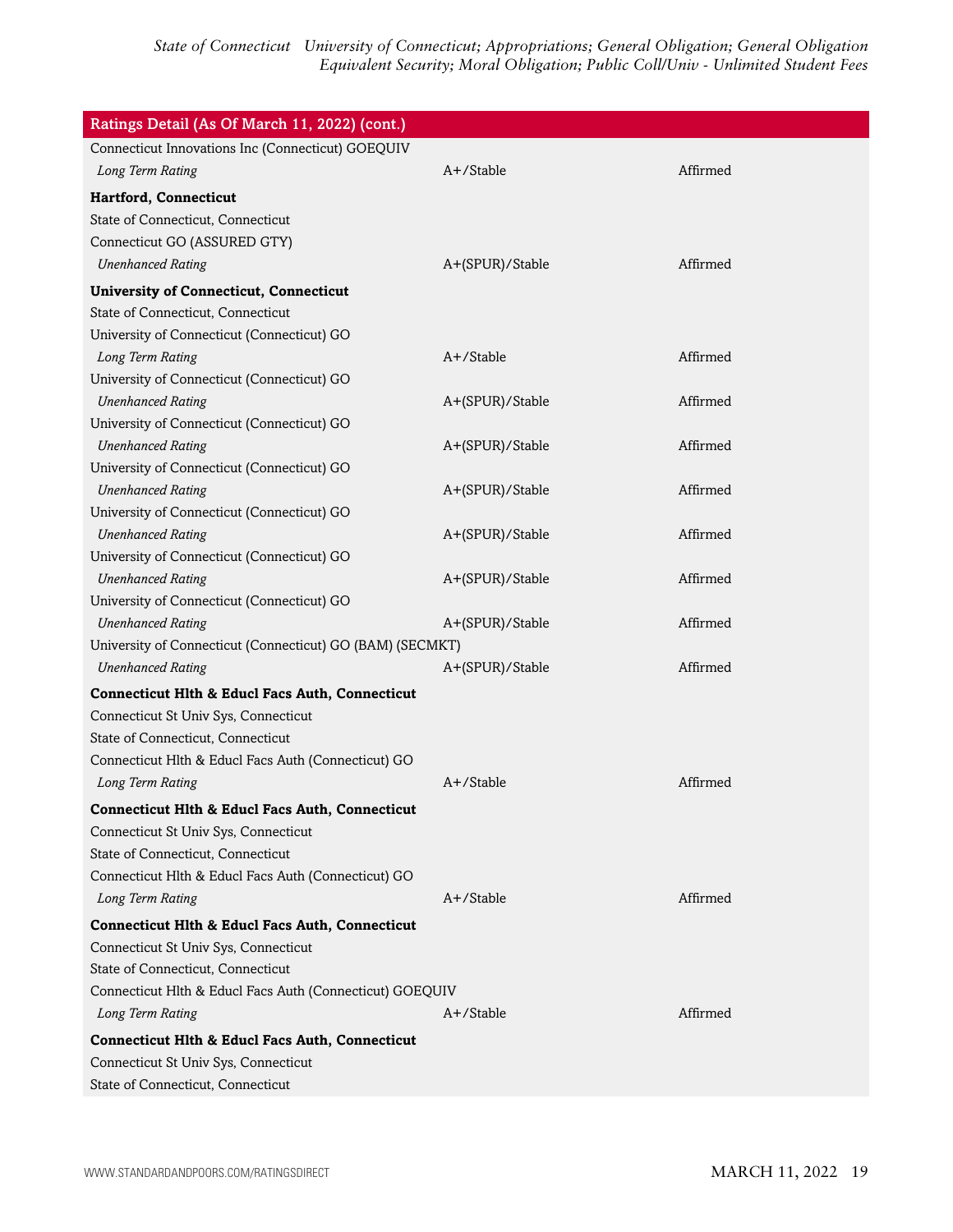| Ratings Detail (As Of March 11, 2022) (cont.) | | |
|---|---|---|
| Connecticut Innovations Inc (Connecticut) GOEQUIV | | |
| *Long Term Rating* | A+/Stable | Affirmed |
| **Hartford, Connecticut** | | |
| State of Connecticut, Connecticut | | |
| Connecticut GO (ASSURED GTY) | | |
| *Unenhanced Rating* | A+(SPUR)/Stable | Affirmed |
| **University of Connecticut, Connecticut** | | |
| State of Connecticut, Connecticut | | |
| University of Connecticut (Connecticut) GO | | |
| *Long Term Rating* | A+/Stable | Affirmed |
| University of Connecticut (Connecticut) GO | | |
| *Unenhanced Rating* | A+(SPUR)/Stable | Affirmed |
| University of Connecticut (Connecticut) GO | | |
| *Unenhanced Rating* | A+(SPUR)/Stable | Affirmed |
| University of Connecticut (Connecticut) GO | | |
| *Unenhanced Rating* | A+(SPUR)/Stable | Affirmed |
| University of Connecticut (Connecticut) GO | | |
| *Unenhanced Rating* | A+(SPUR)/Stable | Affirmed |
| University of Connecticut (Connecticut) GO | | |
| *Unenhanced Rating* | A+(SPUR)/Stable | Affirmed |
| University of Connecticut (Connecticut) GO | | |
| *Unenhanced Rating* | A+(SPUR)/Stable | Affirmed |
| University of Connecticut (Connecticut) GO (BAM) (SECMKT) | | |
| *Unenhanced Rating* | A+(SPUR)/Stable | Affirmed |
| **Connecticut Hlth & Educl Facs Auth, Connecticut** | | |
| Connecticut St Univ Sys, Connecticut | | |
| State of Connecticut, Connecticut | | |
| Connecticut Hlth & Educl Facs Auth (Connecticut) GO | | |
| *Long Term Rating* | A+/Stable | Affirmed |
| **Connecticut Hlth & Educl Facs Auth, Connecticut** | | |
| Connecticut St Univ Sys, Connecticut | | |
| State of Connecticut, Connecticut | | |
| Connecticut Hlth & Educl Facs Auth (Connecticut) GO | | |
| *Long Term Rating* | A+/Stable | Affirmed |
| **Connecticut Hlth & Educl Facs Auth, Connecticut** | | |
| Connecticut St Univ Sys, Connecticut | | |
| State of Connecticut, Connecticut | | |
| Connecticut Hlth & Educl Facs Auth (Connecticut) GOEQUIV | | |
| *Long Term Rating* | A+/Stable | Affirmed |
| **Connecticut Hlth & Educl Facs Auth, Connecticut** | | |
| Connecticut St Univ Sys, Connecticut | | |
| State of Connecticut, Connecticut | | |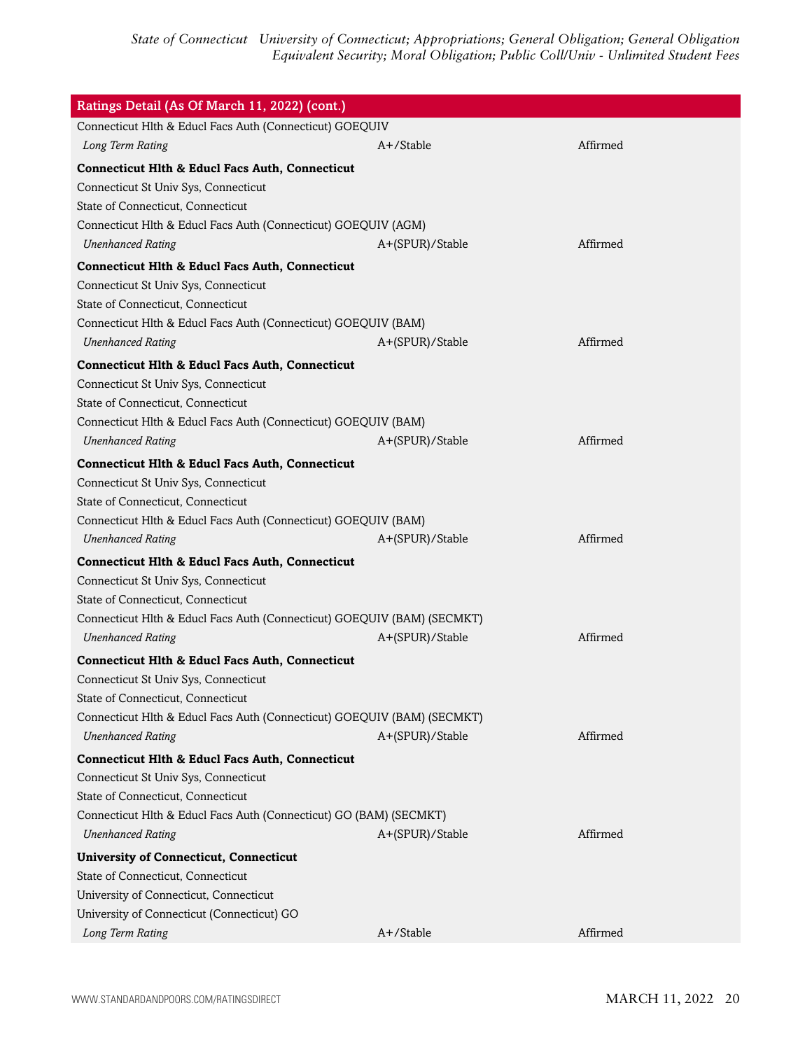| Ratings Detail (As Of March 11, 2022) (cont.) | | |
|---|---|---|
| Connecticut Hlth & Educl Facs Auth (Connecticut) GOEQUIV | | |
| *Long Term Rating* | A+/Stable | Affirmed |
| **Connecticut Hlth & Educl Facs Auth, Connecticut** | | |
| Connecticut St Univ Sys, Connecticut | | |
| State of Connecticut, Connecticut | | |
| Connecticut Hlth & Educl Facs Auth (Connecticut) GOEQUIV (AGM) | | |
| *Unenhanced Rating* | A+(SPUR)/Stable | Affirmed |
| **Connecticut Hlth & Educl Facs Auth, Connecticut** | | |
| Connecticut St Univ Sys, Connecticut | | |
| State of Connecticut, Connecticut | | |
| Connecticut Hlth & Educl Facs Auth (Connecticut) GOEQUIV (BAM) | | |
| *Unenhanced Rating* | A+(SPUR)/Stable | Affirmed |
| **Connecticut Hlth & Educl Facs Auth, Connecticut** | | |
| Connecticut St Univ Sys, Connecticut | | |
| State of Connecticut, Connecticut | | |
| Connecticut Hlth & Educl Facs Auth (Connecticut) GOEQUIV (BAM) | | |
| *Unenhanced Rating* | A+(SPUR)/Stable | Affirmed |
| **Connecticut Hlth & Educl Facs Auth, Connecticut** | | |
| Connecticut St Univ Sys, Connecticut | | |
| State of Connecticut, Connecticut | | |
| Connecticut Hlth & Educl Facs Auth (Connecticut) GOEQUIV (BAM) | | |
| *Unenhanced Rating* | A+(SPUR)/Stable | Affirmed |
| **Connecticut Hlth & Educl Facs Auth, Connecticut** | | |
| Connecticut St Univ Sys, Connecticut | | |
| State of Connecticut, Connecticut | | |
| Connecticut Hlth & Educl Facs Auth (Connecticut) GOEQUIV (BAM) (SECMKT) | | |
| *Unenhanced Rating* | A+(SPUR)/Stable | Affirmed |
| **Connecticut Hlth & Educl Facs Auth, Connecticut** | | |
| Connecticut St Univ Sys, Connecticut | | |
| State of Connecticut, Connecticut | | |
| Connecticut Hlth & Educl Facs Auth (Connecticut) GOEQUIV (BAM) (SECMKT) | | |
| *Unenhanced Rating* | A+(SPUR)/Stable | Affirmed |
| **Connecticut Hlth & Educl Facs Auth, Connecticut** | | |
| Connecticut St Univ Sys, Connecticut | | |
| State of Connecticut, Connecticut | | |
| Connecticut Hlth & Educl Facs Auth (Connecticut) GO (BAM) (SECMKT) | | |
| *Unenhanced Rating* | A+(SPUR)/Stable | Affirmed |
| **University of Connecticut, Connecticut** | | |
| State of Connecticut, Connecticut | | |
| University of Connecticut, Connecticut | | |
| University of Connecticut (Connecticut) GO | | |
| *Long Term Rating* | A+/Stable | Affirmed |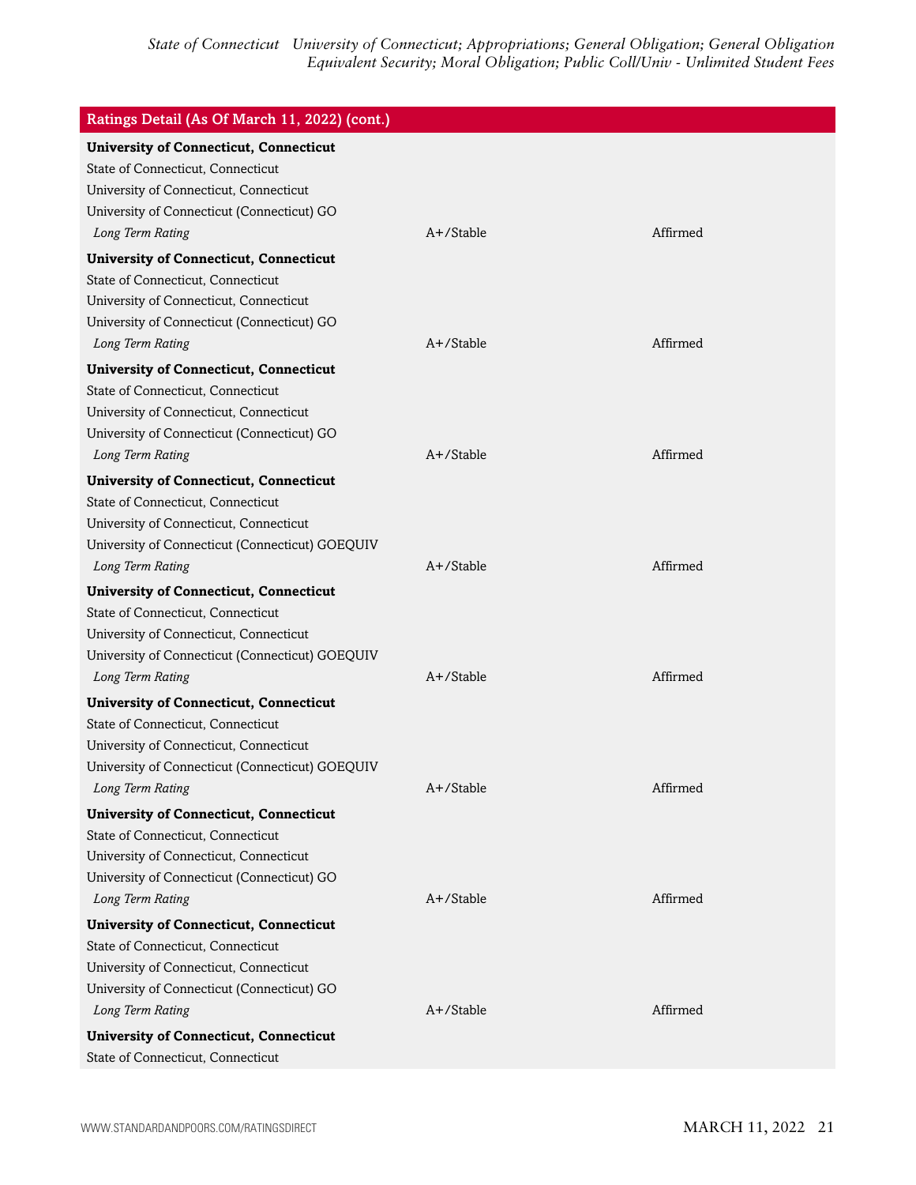| Ratings Detail (As Of March 11, 2022) (cont.) | | |
|---|---|---|
| **University of Connecticut, Connecticut** | | |
| State of Connecticut, Connecticut | | |
| University of Connecticut, Connecticut | | |
| University of Connecticut (Connecticut) GO | | |
| *Long Term Rating* | A+/Stable | Affirmed |
| **University of Connecticut, Connecticut** | | |
| State of Connecticut, Connecticut | | |
| University of Connecticut, Connecticut | | |
| University of Connecticut (Connecticut) GO | | |
| *Long Term Rating* | A+/Stable | Affirmed |
| **University of Connecticut, Connecticut** | | |
| State of Connecticut, Connecticut | | |
| University of Connecticut, Connecticut | | |
| University of Connecticut (Connecticut) GO | | |
| *Long Term Rating* | A+/Stable | Affirmed |
| **University of Connecticut, Connecticut** | | |
| State of Connecticut, Connecticut | | |
| University of Connecticut, Connecticut | | |
| University of Connecticut (Connecticut) GOEQUIV | | |
| *Long Term Rating* | A+/Stable | Affirmed |
| **University of Connecticut, Connecticut** | | |
| State of Connecticut, Connecticut | | |
| University of Connecticut, Connecticut | | |
| University of Connecticut (Connecticut) GOEQUIV | | |
| *Long Term Rating* | A+/Stable | Affirmed |
| **University of Connecticut, Connecticut** | | |
| State of Connecticut, Connecticut | | |
| University of Connecticut, Connecticut | | |
| University of Connecticut (Connecticut) GOEQUIV | | |
| *Long Term Rating* | A+/Stable | Affirmed |
| **University of Connecticut, Connecticut** | | |
| State of Connecticut, Connecticut | | |
| University of Connecticut, Connecticut | | |
| University of Connecticut (Connecticut) GO | | |
| *Long Term Rating* | A+/Stable | Affirmed |
| **University of Connecticut, Connecticut** | | |
| State of Connecticut, Connecticut | | |
| University of Connecticut, Connecticut | | |
| University of Connecticut (Connecticut) GO | | |
| *Long Term Rating* | A+/Stable | Affirmed |
| **University of Connecticut, Connecticut** | | |
| State of Connecticut, Connecticut | | |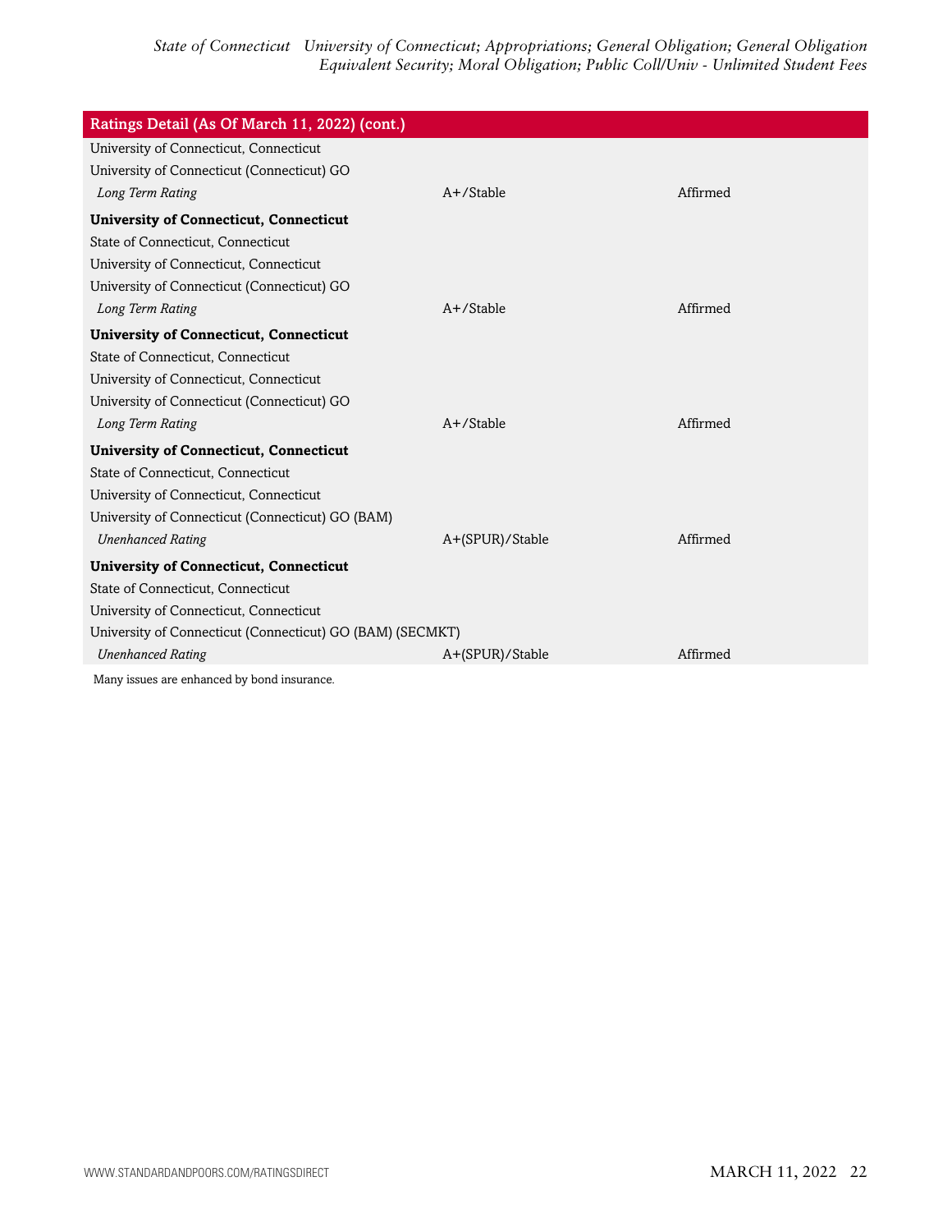| Ratings Detail (As Of March 11, 2022) (cont.) | | |
|---|---|---|
| University of Connecticut, Connecticut | | |
| University of Connecticut (Connecticut) GO | | |
| *Long Term Rating* | A+/Stable | Affirmed |
| **University of Connecticut, Connecticut** | | |
| State of Connecticut, Connecticut | | |
| University of Connecticut, Connecticut | | |
| University of Connecticut (Connecticut) GO | | |
| *Long Term Rating* | A+/Stable | Affirmed |
| **University of Connecticut, Connecticut** | | |
| State of Connecticut, Connecticut | | |
| University of Connecticut, Connecticut | | |
| University of Connecticut (Connecticut) GO | | |
| *Long Term Rating* | A+/Stable | Affirmed |
| **University of Connecticut, Connecticut** | | |
| State of Connecticut, Connecticut | | |
| University of Connecticut, Connecticut | | |
| University of Connecticut (Connecticut) GO (BAM) | | |
| *Unenhanced Rating* | A+(SPUR)/Stable | Affirmed |
| **University of Connecticut, Connecticut** | | |
| State of Connecticut, Connecticut | | |
| University of Connecticut, Connecticut | | |
| University of Connecticut (Connecticut) GO (BAM) (SECMKT) | | |
| *Unenhanced Rating* | A+(SPUR)/Stable | Affirmed |

Many issues are enhanced by bond insurance.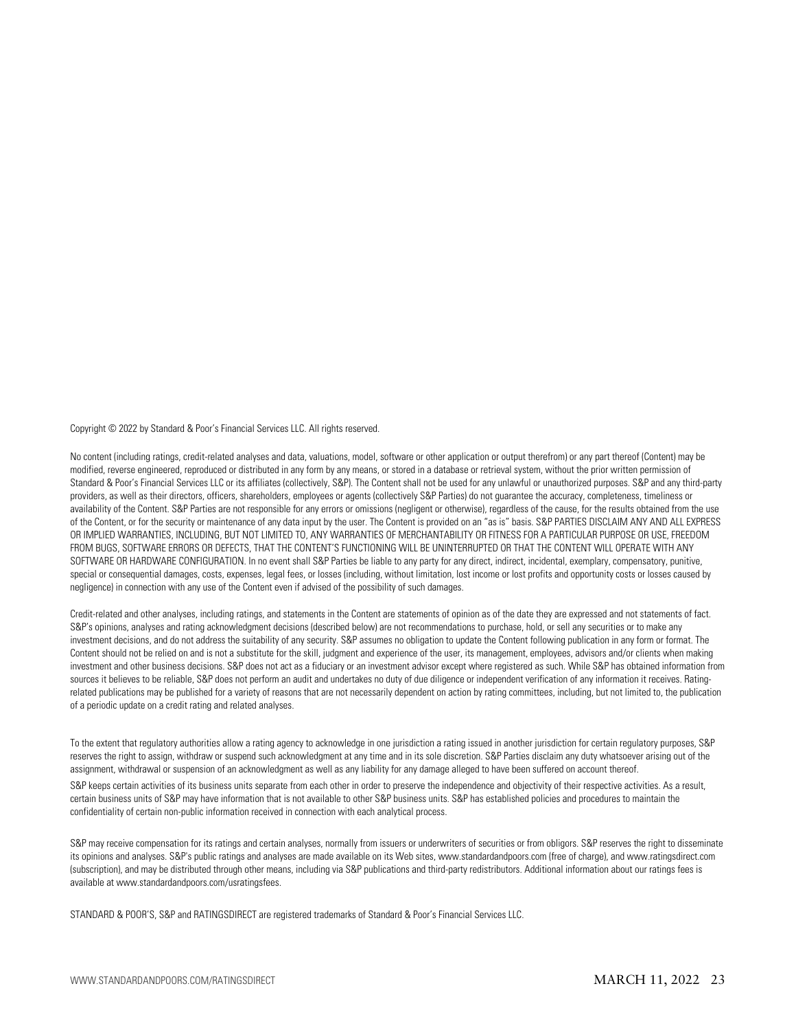Copyright © 2022 by Standard & Poor's Financial Services LLC. All rights reserved.

No content (including ratings, credit-related analyses and data, valuations, model, software or other application or output therefrom) or any part thereof (Content) may be modified, reverse engineered, reproduced or distributed in any form by any means, or stored in a database or retrieval system, without the prior written permission of Standard & Poor's Financial Services LLC or its affiliates (collectively, S&P). The Content shall not be used for any unlawful or unauthorized purposes. S&P and any third-party providers, as well as their directors, officers, shareholders, employees or agents (collectively S&P Parties) do not guarantee the accuracy, completeness, timeliness or availability of the Content. S&P Parties are not responsible for any errors or omissions (negligent or otherwise), regardless of the cause, for the results obtained from the use of the Content, or for the security or maintenance of any data input by the user. The Content is provided on an "as is" basis. S&P PARTIES DISCLAIM ANY AND ALL EXPRESS OR IMPLIED WARRANTIES, INCLUDING, BUT NOT LIMITED TO, ANY WARRANTIES OF MERCHANTABILITY OR FITNESS FOR A PARTICULAR PURPOSE OR USE, FREEDOM FROM BUGS, SOFTWARE ERRORS OR DEFECTS, THAT THE CONTENT'S FUNCTIONING WILL BE UNINTERRUPTED OR THAT THE CONTENT WILL OPERATE WITH ANY SOFTWARE OR HARDWARE CONFIGURATION. In no event shall S&P Parties be liable to any party for any direct, indirect, incidental, exemplary, compensatory, punitive, special or consequential damages, costs, expenses, legal fees, or losses (including, without limitation, lost income or lost profits and opportunity costs or losses caused by negligence) in connection with any use of the Content even if advised of the possibility of such damages.

Credit-related and other analyses, including ratings, and statements in the Content are statements of opinion as of the date they are expressed and not statements of fact. S&P's opinions, analyses and rating acknowledgment decisions (described below) are not recommendations to purchase, hold, or sell any securities or to make any investment decisions, and do not address the suitability of any security. S&P assumes no obligation to update the Content following publication in any form or format. The Content should not be relied on and is not a substitute for the skill, judgment and experience of the user, its management, employees, advisors and/or clients when making investment and other business decisions. S&P does not act as a fiduciary or an investment advisor except where registered as such. While S&P has obtained information from sources it believes to be reliable, S&P does not perform an audit and undertakes no duty of due diligence or independent verification of any information it receives. Rating-related publications may be published for a variety of reasons that are not necessarily dependent on action by rating committees, including, but not limited to, the publication of a periodic update on a credit rating and related analyses.

To the extent that regulatory authorities allow a rating agency to acknowledge in one jurisdiction a rating issued in another jurisdiction for certain regulatory purposes, S&P reserves the right to assign, withdraw or suspend such acknowledgment at any time and in its sole discretion. S&P Parties disclaim any duty whatsoever arising out of the assignment, withdrawal or suspension of an acknowledgment as well as any liability for any damage alleged to have been suffered on account thereof.

S&P keeps certain activities of its business units separate from each other in order to preserve the independence and objectivity of their respective activities. As a result, certain business units of S&P may have information that is not available to other S&P business units. S&P has established policies and procedures to maintain the confidentiality of certain non-public information received in connection with each analytical process.

S&P may receive compensation for its ratings and certain analyses, normally from issuers or underwriters of securities or from obligors. S&P reserves the right to disseminate its opinions and analyses. S&P's public ratings and analyses are made available on its Web sites, www.standardandpoors.com (free of charge), and www.ratingsdirect.com (subscription), and may be distributed through other means, including via S&P publications and third-party redistributors. Additional information about our ratings fees is available at www.standardandpoors.com/usratingsfees.

STANDARD & POOR'S, S&P and RATINGSDIRECT are registered trademarks of Standard & Poor's Financial Services LLC.